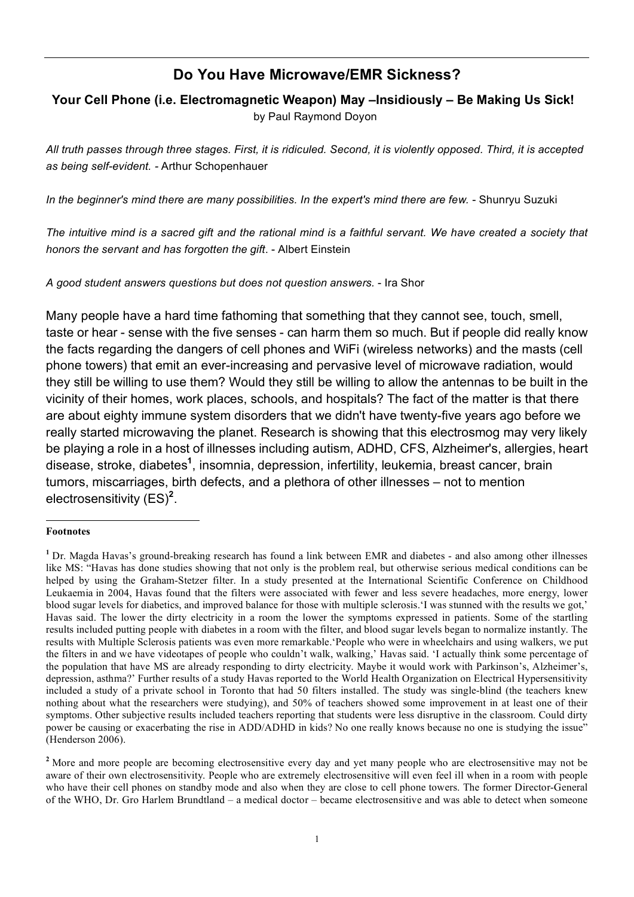# Do You Have Microwave/EMR Sickness?

### Your Cell Phone (i.e. Electromagnetic Weapon) May –Insidiously – Be Making Us Sick!

by Paul Raymond Doyon

*All truth passes through three stages. First, it is ridiculed. Second, it is violently opposed. Third, it is accepted as being self-evident.* - Arthur Schopenhauer

*In the beginner's mind there are many possibilities. In the expert's mind there are few.* - Shunryu Suzuki

*The intuitive mind is a sacred gift and the rational mind is a faithful servant. We have created a society that honors the servant and has forgotten the gift.* - Albert Einstein

*A good student answers questions but does not question answers.* - Ira Shor

Many people have a hard time fathoming that something that they cannot see, touch, smell, taste or hear - sense with the five senses - can harm them so much. But if people did really know the facts regarding the dangers of cell phones and WiFi (wireless networks) and the masts (cell phone towers) that emit an ever-increasing and pervasive level of microwave radiation, would they still be willing to use them? Would they still be willing to allow the antennas to be built in the vicinity of their homes, work places, schools, and hospitals? The fact of the matter is that there are about eighty immune system disorders that we didn't have twenty-five years ago before we really started microwaving the planet. Research is showing that this electrosmog may very likely be playing a role in a host of illnesses including autism, ADHD, CFS, Alzheimer's, allergies, heart disease, stroke, diabetes[1], insomnia, depression, infertility, leukemia, breast cancer, brain tumors, miscarriages, birth defects, and a plethora of other illnesses – not to mention electrosensitivity (ES)[2].

---

**Footnotes**

[1] Dr. Magda Havas's ground-breaking research has found a link between EMR and diabetes - and also among other illnesses like MS: "Havas has done studies showing that not only is the problem real, but otherwise serious medical conditions can be helped by using the Graham-Stetzer filter. In a study presented at the International Scientific Conference on Childhood Leukaemia in 2004, Havas found that the filters were associated with fewer and less severe headaches, more energy, lower blood sugar levels for diabetics, and improved balance for those with multiple sclerosis.'I was stunned with the results we got,' Havas said. The lower the dirty electricity in a room the lower the symptoms expressed in patients. Some of the startling results included putting people with diabetes in a room with the filter, and blood sugar levels began to normalize instantly. The results with Multiple Sclerosis patients was even more remarkable.'People who were in wheelchairs and using walkers, we put the filters in and we have videotapes of people who couldn't walk, walking,' Havas said. 'I actually think some percentage of the population that have MS are already responding to dirty electricity. Maybe it would work with Parkinson's, Alzheimer's, depression, asthma?' Further results of a study Havas reported to the World Health Organization on Electrical Hypersensitivity included a study of a private school in Toronto that had 50 filters installed. The study was single-blind (the teachers knew nothing about what the researchers were studying), and 50% of teachers showed some improvement in at least one of their symptoms. Other subjective results included teachers reporting that students were less disruptive in the classroom. Could dirty power be causing or exacerbating the rise in ADD/ADHD in kids? No one really knows because no one is studying the issue" (Henderson 2006).

[2] More and more people are becoming electrosensitive every day and yet many people who are electrosensitive may not be aware of their own electrosensitivity. People who are extremely electrosensitive will even feel ill when in a room with people who have their cell phones on standby mode and also when they are close to cell phone towers. The former Director-General of the WHO, Dr. Gro Harlem Brundtland – a medical doctor – became electrosensitive and was able to detect when someone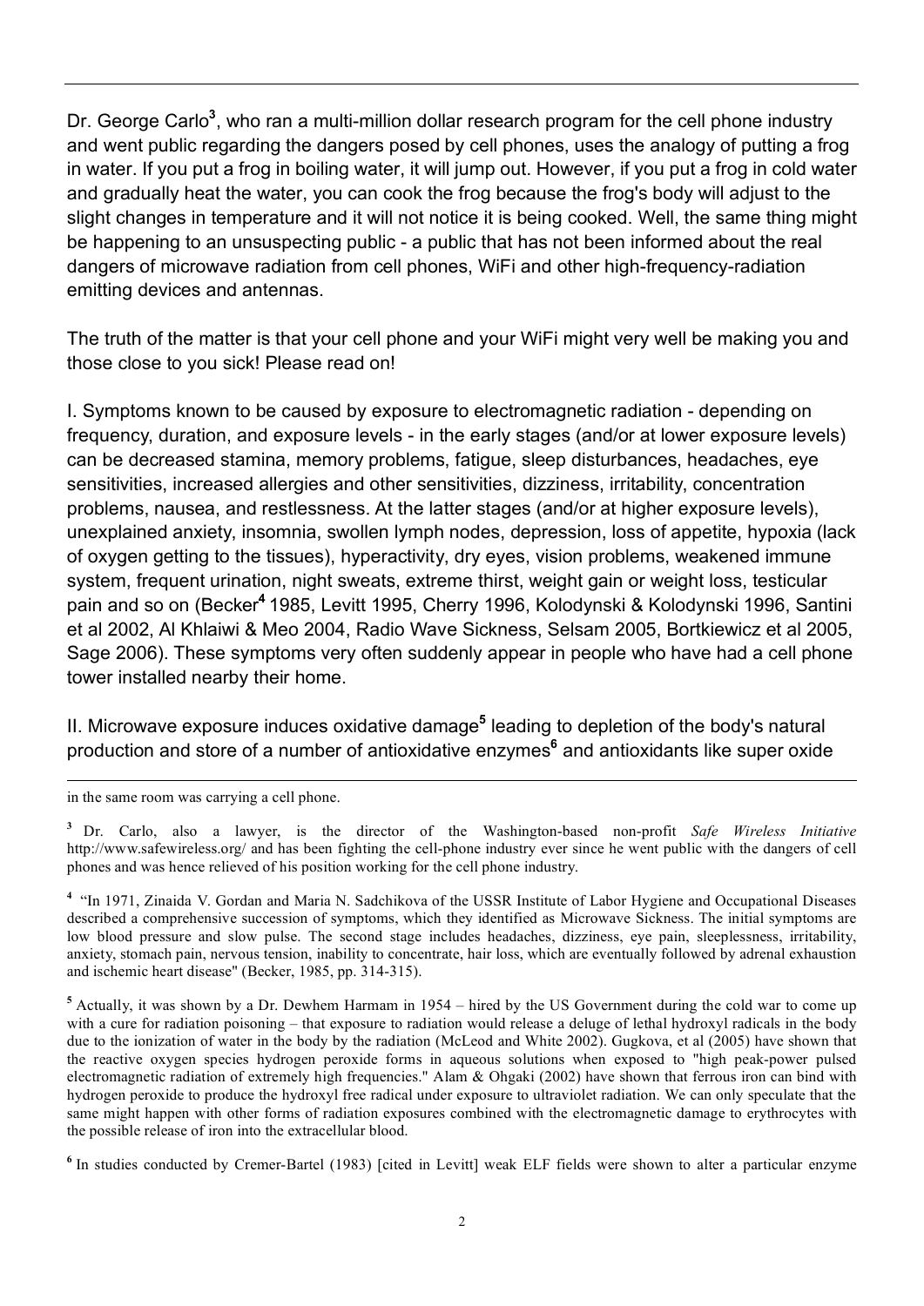Dr. George Carlo[3], who ran a multi-million dollar research program for the cell phone industry and went public regarding the dangers posed by cell phones, uses the analogy of putting a frog in water. If you put a frog in boiling water, it will jump out. However, if you put a frog in cold water and gradually heat the water, you can cook the frog because the frog's body will adjust to the slight changes in temperature and it will not notice it is being cooked. Well, the same thing might be happening to an unsuspecting public - a public that has not been informed about the real dangers of microwave radiation from cell phones, WiFi and other high-frequency-radiation emitting devices and antennas.

The truth of the matter is that your cell phone and your WiFi might very well be making you and those close to you sick! Please read on!

I. Symptoms known to be caused by exposure to electromagnetic radiation - depending on frequency, duration, and exposure levels - in the early stages (and/or at lower exposure levels) can be decreased stamina, memory problems, fatigue, sleep disturbances, headaches, eye sensitivities, increased allergies and other sensitivities, dizziness, irritability, concentration problems, nausea, and restlessness. At the latter stages (and/or at higher exposure levels), unexplained anxiety, insomnia, swollen lymph nodes, depression, loss of appetite, hypoxia (lack of oxygen getting to the tissues), hyperactivity, dry eyes, vision problems, weakened immune system, frequent urination, night sweats, extreme thirst, weight gain or weight loss, testicular pain and so on (Becker[4] 1985, Levitt 1995, Cherry 1996, Kolodynski & Kolodynski 1996, Santini et al 2002, Al Khlaiwi & Meo 2004, Radio Wave Sickness, Selsam 2005, Bortkiewicz et al 2005, Sage 2006). These symptoms very often suddenly appear in people who have had a cell phone tower installed nearby their home.

II. Microwave exposure induces oxidative damage[5] leading to depletion of the body's natural production and store of a number of antioxidative enzymes[6] and antioxidants like super oxide

---

in the same room was carrying a cell phone.

[3] Dr. Carlo, also a lawyer, is the director of the Washington-based non-profit *Safe Wireless Initiative* http://www.safewireless.org/ and has been fighting the cell-phone industry ever since he went public with the dangers of cell phones and was hence relieved of his position working for the cell phone industry.

[4] "In 1971, Zinaida V. Gordan and Maria N. Sadchikova of the USSR Institute of Labor Hygiene and Occupational Diseases described a comprehensive succession of symptoms, which they identified as Microwave Sickness. The initial symptoms are low blood pressure and slow pulse. The second stage includes headaches, dizziness, eye pain, sleeplessness, irritability, anxiety, stomach pain, nervous tension, inability to concentrate, hair loss, which are eventually followed by adrenal exhaustion and ischemic heart disease" (Becker, 1985, pp. 314-315).

[5] Actually, it was shown by a Dr. Dewhem Harmam in 1954 – hired by the US Government during the cold war to come up with a cure for radiation poisoning – that exposure to radiation would release a deluge of lethal hydroxyl radicals in the body due to the ionization of water in the body by the radiation (McLeod and White 2002). Gugkova, et al (2005) have shown that the reactive oxygen species hydrogen peroxide forms in aqueous solutions when exposed to "high peak-power pulsed electromagnetic radiation of extremely high frequencies." Alam & Ohgaki (2002) have shown that ferrous iron can bind with hydrogen peroxide to produce the hydroxyl free radical under exposure to ultraviolet radiation. We can only speculate that the same might happen with other forms of radiation exposures combined with the electromagnetic damage to erythrocytes with the possible release of iron into the extracellular blood.

[6] In studies conducted by Cremer-Bartel (1983) [cited in Levitt] weak ELF fields were shown to alter a particular enzyme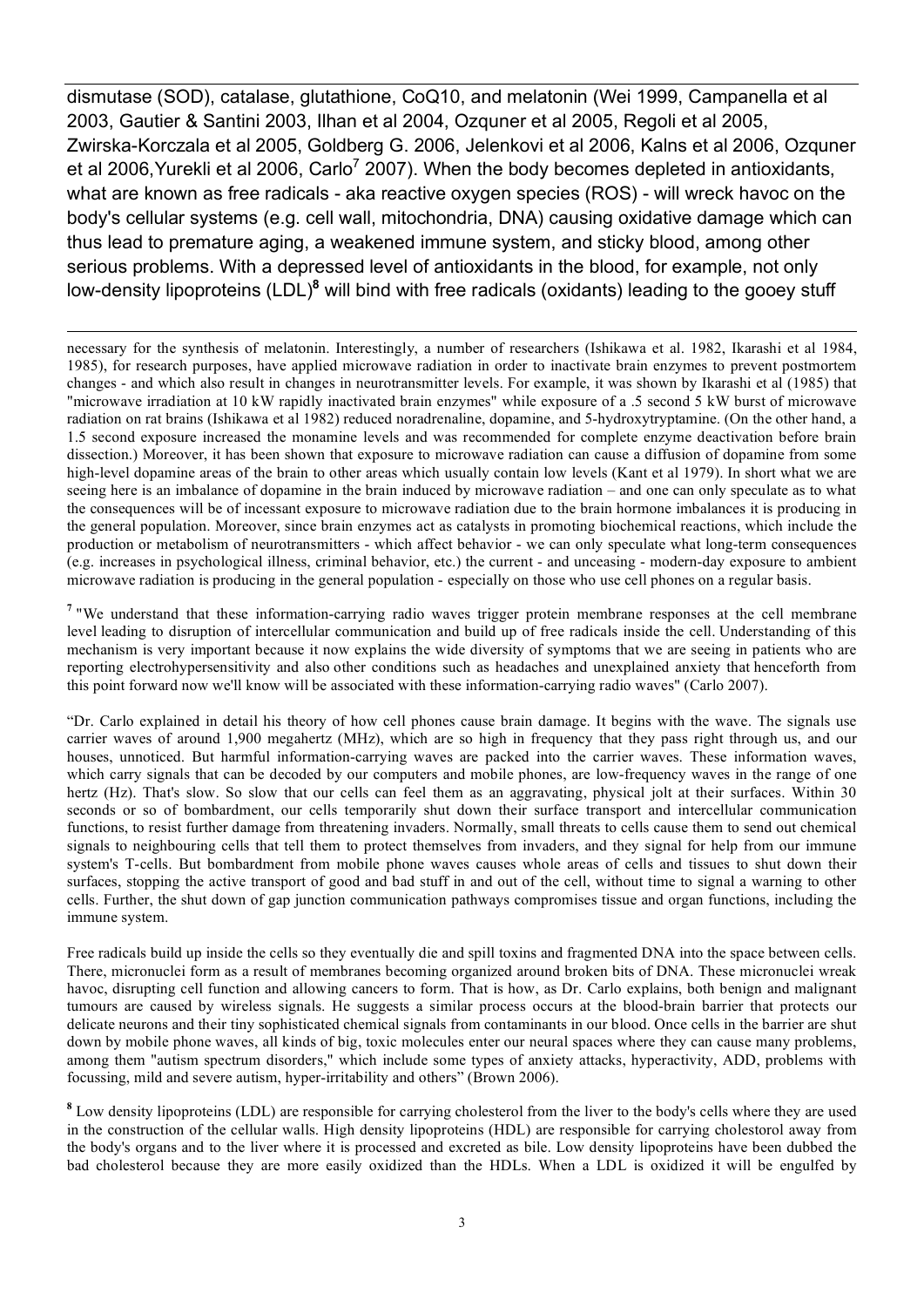dismutase (SOD), catalase, glutathione, CoQ10, and melatonin (Wei 1999, Campanella et al 2003, Gautier & Santini 2003, Ilhan et al 2004, Ozquner et al 2005, Regoli et al 2005, Zwirska-Korczala et al 2005, Goldberg G. 2006, Jelenkovi et al 2006, Kalns et al 2006, Ozquner et al 2006,Yurekli et al 2006, Carlo[7] 2007). When the body becomes depleted in antioxidants, what are known as free radicals - aka reactive oxygen species (ROS) - will wreck havoc on the body's cellular systems (e.g. cell wall, mitochondria, DNA) causing oxidative damage which can thus lead to premature aging, a weakened immune system, and sticky blood, among other serious problems. With a depressed level of antioxidants in the blood, for example, not only low-density lipoproteins (LDL)[8] will bind with free radicals (oxidants) leading to the gooey stuff

---

necessary for the synthesis of melatonin. Interestingly, a number of researchers (Ishikawa et al. 1982, Ikarashi et al 1984, 1985), for research purposes, have applied microwave radiation in order to inactivate brain enzymes to prevent postmortem changes - and which also result in changes in neurotransmitter levels. For example, it was shown by Ikarashi et al (1985) that "microwave irradiation at 10 kW rapidly inactivated brain enzymes" while exposure of a .5 second 5 kW burst of microwave radiation on rat brains (Ishikawa et al 1982) reduced noradrenaline, dopamine, and 5-hydroxytryptamine. (On the other hand, a 1.5 second exposure increased the monamine levels and was recommended for complete enzyme deactivation before brain dissection.) Moreover, it has been shown that exposure to microwave radiation can cause a diffusion of dopamine from some high-level dopamine areas of the brain to other areas which usually contain low levels (Kant et al 1979). In short what we are seeing here is an imbalance of dopamine in the brain induced by microwave radiation – and one can only speculate as to what the consequences will be of incessant exposure to microwave radiation due to the brain hormone imbalances it is producing in the general population. Moreover, since brain enzymes act as catalysts in promoting biochemical reactions, which include the production or metabolism of neurotransmitters - which affect behavior - we can only speculate what long-term consequences (e.g. increases in psychological illness, criminal behavior, etc.) the current - and unceasing - modern-day exposure to ambient microwave radiation is producing in the general population - especially on those who use cell phones on a regular basis.

[7] "We understand that these information-carrying radio waves trigger protein membrane responses at the cell membrane level leading to disruption of intercellular communication and build up of free radicals inside the cell. Understanding of this mechanism is very important because it now explains the wide diversity of symptoms that we are seeing in patients who are reporting electrohypersensitivity and also other conditions such as headaches and unexplained anxiety that henceforth from this point forward now we'll know will be associated with these information-carrying radio waves" (Carlo 2007).

"Dr. Carlo explained in detail his theory of how cell phones cause brain damage. It begins with the wave. The signals use carrier waves of around 1,900 megahertz (MHz), which are so high in frequency that they pass right through us, and our houses, unnoticed. But harmful information-carrying waves are packed into the carrier waves. These information waves, which carry signals that can be decoded by our computers and mobile phones, are low-frequency waves in the range of one hertz (Hz). That's slow. So slow that our cells can feel them as an aggravating, physical jolt at their surfaces. Within 30 seconds or so of bombardment, our cells temporarily shut down their surface transport and intercellular communication functions, to resist further damage from threatening invaders. Normally, small threats to cells cause them to send out chemical signals to neighbouring cells that tell them to protect themselves from invaders, and they signal for help from our immune system's T-cells. But bombardment from mobile phone waves causes whole areas of cells and tissues to shut down their surfaces, stopping the active transport of good and bad stuff in and out of the cell, without time to signal a warning to other cells. Further, the shut down of gap junction communication pathways compromises tissue and organ functions, including the immune system.

Free radicals build up inside the cells so they eventually die and spill toxins and fragmented DNA into the space between cells. There, micronuclei form as a result of membranes becoming organized around broken bits of DNA. These micronuclei wreak havoc, disrupting cell function and allowing cancers to form. That is how, as Dr. Carlo explains, both benign and malignant tumours are caused by wireless signals. He suggests a similar process occurs at the blood-brain barrier that protects our delicate neurons and their tiny sophisticated chemical signals from contaminants in our blood. Once cells in the barrier are shut down by mobile phone waves, all kinds of big, toxic molecules enter our neural spaces where they can cause many problems, among them "autism spectrum disorders," which include some types of anxiety attacks, hyperactivity, ADD, problems with focussing, mild and severe autism, hyper-irritability and others" (Brown 2006).

[8] Low density lipoproteins (LDL) are responsible for carrying cholesterol from the liver to the body's cells where they are used in the construction of the cellular walls. High density lipoproteins (HDL) are responsible for carrying cholestorol away from the body's organs and to the liver where it is processed and excreted as bile. Low density lipoproteins have been dubbed the bad cholesterol because they are more easily oxidized than the HDLs. When a LDL is oxidized it will be engulfed by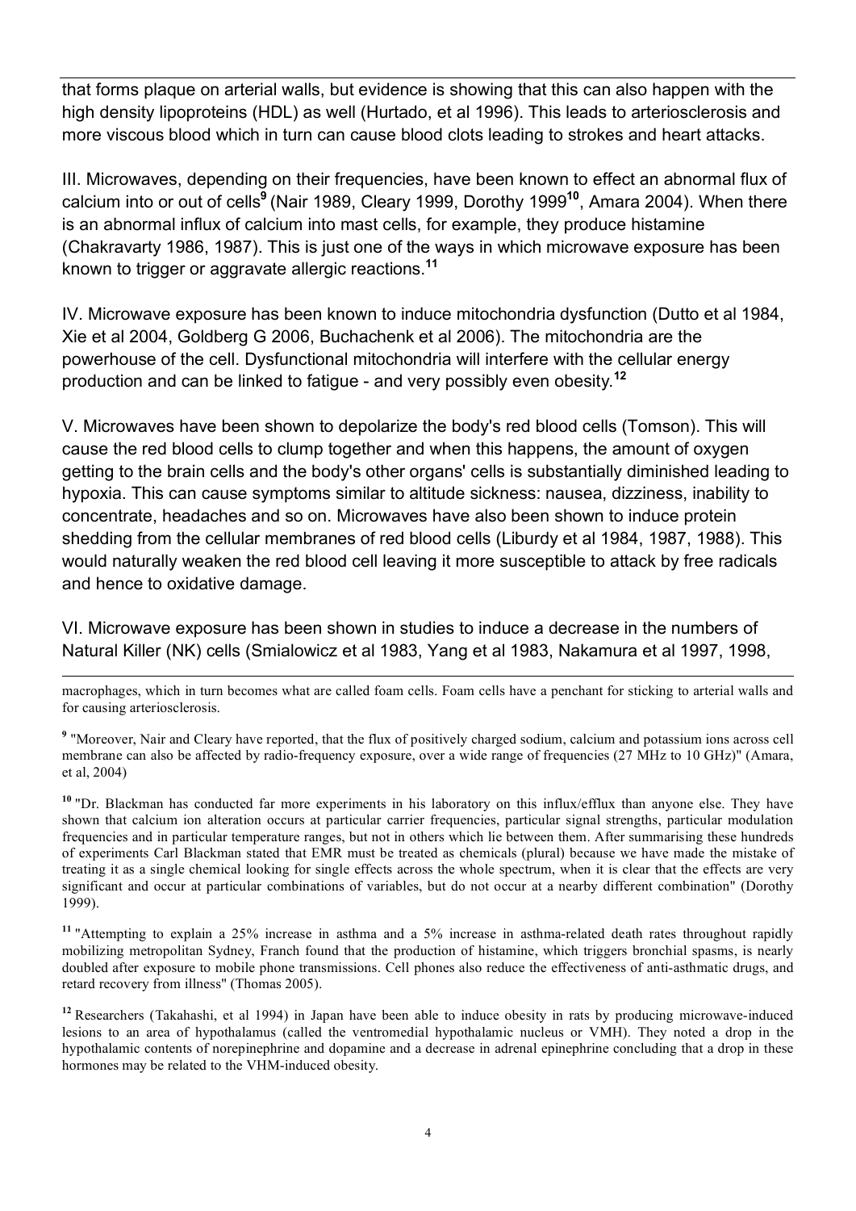that forms plaque on arterial walls, but evidence is showing that this can also happen with the high density lipoproteins (HDL) as well (Hurtado, et al 1996). This leads to arteriosclerosis and more viscous blood which in turn can cause blood clots leading to strokes and heart attacks.

III. Microwaves, depending on their frequencies, have been known to effect an abnormal flux of calcium into or out of cells[9] (Nair 1989, Cleary 1999, Dorothy 1999[10], Amara 2004). When there is an abnormal influx of calcium into mast cells, for example, they produce histamine (Chakravarty 1986, 1987). This is just one of the ways in which microwave exposure has been known to trigger or aggravate allergic reactions.[11]

IV. Microwave exposure has been known to induce mitochondria dysfunction (Dutto et al 1984, Xie et al 2004, Goldberg G 2006, Buchachenk et al 2006). The mitochondria are the powerhouse of the cell. Dysfunctional mitochondria will interfere with the cellular energy production and can be linked to fatigue - and very possibly even obesity.[12]

V. Microwaves have been shown to depolarize the body's red blood cells (Tomson). This will cause the red blood cells to clump together and when this happens, the amount of oxygen getting to the brain cells and the body's other organs' cells is substantially diminished leading to hypoxia. This can cause symptoms similar to altitude sickness: nausea, dizziness, inability to concentrate, headaches and so on. Microwaves have also been shown to induce protein shedding from the cellular membranes of red blood cells (Liburdy et al 1984, 1987, 1988). This would naturally weaken the red blood cell leaving it more susceptible to attack by free radicals and hence to oxidative damage.

VI. Microwave exposure has been shown in studies to induce a decrease in the numbers of Natural Killer (NK) cells (Smialowicz et al 1983, Yang et al 1983, Nakamura et al 1997, 1998,

---

macrophages, which in turn becomes what are called foam cells. Foam cells have a penchant for sticking to arterial walls and for causing arteriosclerosis.

[9] "Moreover, Nair and Cleary have reported, that the flux of positively charged sodium, calcium and potassium ions across cell membrane can also be affected by radio-frequency exposure, over a wide range of frequencies (27 MHz to 10 GHz)" (Amara, et al, 2004)

[10] "Dr. Blackman has conducted far more experiments in his laboratory on this influx/efflux than anyone else. They have shown that calcium ion alteration occurs at particular carrier frequencies, particular signal strengths, particular modulation frequencies and in particular temperature ranges, but not in others which lie between them. After summarising these hundreds of experiments Carl Blackman stated that EMR must be treated as chemicals (plural) because we have made the mistake of treating it as a single chemical looking for single effects across the whole spectrum, when it is clear that the effects are very significant and occur at particular combinations of variables, but do not occur at a nearby different combination" (Dorothy 1999).

[11] "Attempting to explain a 25% increase in asthma and a 5% increase in asthma-related death rates throughout rapidly mobilizing metropolitan Sydney, Franch found that the production of histamine, which triggers bronchial spasms, is nearly doubled after exposure to mobile phone transmissions. Cell phones also reduce the effectiveness of anti-asthmatic drugs, and retard recovery from illness" (Thomas 2005).

[12] Researchers (Takahashi, et al 1994) in Japan have been able to induce obesity in rats by producing microwave-induced lesions to an area of hypothalamus (called the ventromedial hypothalamic nucleus or VMH). They noted a drop in the hypothalamic contents of norepinephrine and dopamine and a decrease in adrenal epinephrine concluding that a drop in these hormones may be related to the VHM-induced obesity.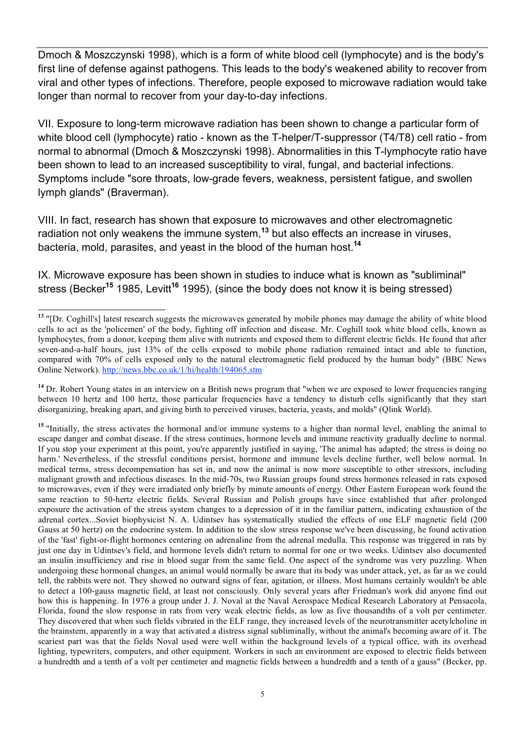Dmoch & Moszczynski 1998), which is a form of white blood cell (lymphocyte) and is the body's first line of defense against pathogens. This leads to the body's weakened ability to recover from viral and other types of infections. Therefore, people exposed to microwave radiation would take longer than normal to recover from your day-to-day infections.

VII. Exposure to long-term microwave radiation has been shown to change a particular form of white blood cell (lymphocyte) ratio - known as the T-helper/T-suppressor (T4/T8) cell ratio - from normal to abnormal (Dmoch & Moszczynski 1998). Abnormalities in this T-lymphocyte ratio have been shown to lead to an increased susceptibility to viral, fungal, and bacterial infections. Symptoms include "sore throats, low-grade fevers, weakness, persistent fatigue, and swollen lymph glands" (Braverman).

VIII. In fact, research has shown that exposure to microwaves and other electromagnetic radiation not only weakens the immune system,[13] but also effects an increase in viruses, bacteria, mold, parasites, and yeast in the blood of the human host.[14]

IX. Microwave exposure has been shown in studies to induce what is known as "subliminal" stress (Becker[15] 1985, Levitt[16] 1995), (since the body does not know it is being stressed)

---

[13] "[Dr. Coghill's] latest research suggests the microwaves generated by mobile phones may damage the ability of white blood cells to act as the 'policemen' of the body, fighting off infection and disease. Mr. Coghill took white blood cells, known as lymphocytes, from a donor, keeping them alive with nutrients and exposed them to different electric fields. He found that after seven-and-a-half hours, just 13% of the cells exposed to mobile phone radiation remained intact and able to function, compared with 70% of cells exposed only to the natural electromagnetic field produced by the human body" (BBC News Online Network). http://news.bbc.co.uk/1/hi/health/194065.stm

[14] Dr. Robert Young states in an interview on a British news program that "when we are exposed to lower frequencies ranging between 10 hertz and 100 hertz, those particular frequencies have a tendency to disturb cells significantly that they start disorganizing, breaking apart, and giving birth to perceived viruses, bacteria, yeasts, and molds" (Qlink World).

[15] "Initially, the stress activates the hormonal and/or immune systems to a higher than normal level, enabling the animal to escape danger and combat disease. If the stress continues, hormone levels and immune reactivity gradually decline to normal. If you stop your experiment at this point, you're apparently justified in saying, 'The animal has adapted; the stress is doing no harm.' Nevertheless, if the stressful conditions persist, hormone and immune levels decline further, well below normal. In medical terms, stress decompensation has set in, and now the animal is now more susceptible to other stressors, including malignant growth and infectious diseases. In the mid-70s, two Russian groups found stress hormones released in rats exposed to microwaves, even if they were irradiated only briefly by minute amounts of energy. Other Eastern European work found the same reaction to 50-hertz electric fields. Several Russian and Polish groups have since established that after prolonged exposure the activation of the stress system changes to a depression of it in the familiar pattern, indicating exhaustion of the adrenal cortex...Soviet biophysicist N. A. Udintsev has systematically studied the effects of one ELF magnetic field (200 Gauss at 50 hertz) on the endocrine system. In addition to the slow stress response we've been discussing, he found activation of the 'fast' fight-or-flight hormones centering on adrenaline from the adrenal medulla. This response was triggered in rats by just one day in Udintsev's field, and hormone levels didn't return to normal for one or two weeks. Udintsev also documented an insulin insufficiency and rise in blood sugar from the same field. One aspect of the syndrome was very puzzling. When undergoing these hormonal changes, an animal would normally be aware that its body was under attack, yet, as far as we could tell, the rabbits were not. They showed no outward signs of fear, agitation, or illness. Most humans certainly wouldn't be able to detect a 100-gauss magnetic field, at least not consciously. Only several years after Friedman's work did anyone find out how this is happening. In 1976 a group under J. J. Noval at the Naval Aerospace Medical Research Laboratory at Pensacola, Florida, found the slow response in rats from very weak electric fields, as low as five thousandths of a volt per centimeter. They discovered that when such fields vibrated in the ELF range, they increased levels of the neurotransmitter acetylcholine in the brainstem, apparently in a way that activated a distress signal subliminally, without the animal's becoming aware of it. The scariest part was that the fields Noval used were well within the background levels of a typical office, with its overhead lighting, typewriters, computers, and other equipment. Workers in such an environment are exposed to electric fields between a hundredth and a tenth of a volt per centimeter and magnetic fields between a hundredth and a tenth of a gauss" (Becker, pp.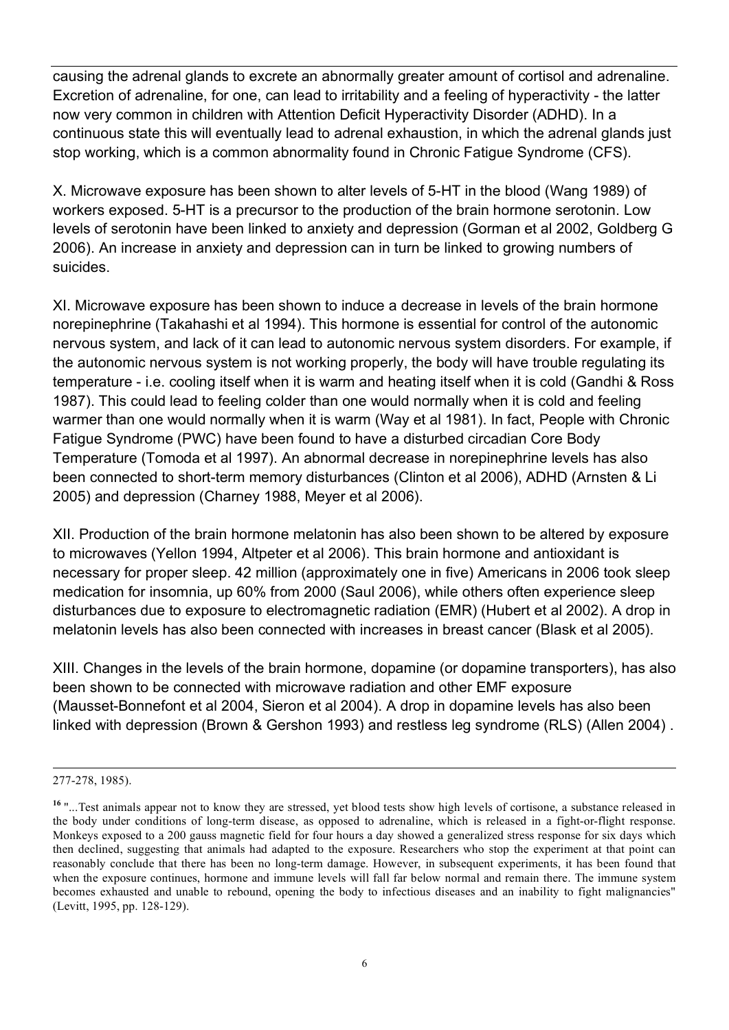causing the adrenal glands to excrete an abnormally greater amount of cortisol and adrenaline. Excretion of adrenaline, for one, can lead to irritability and a feeling of hyperactivity - the latter now very common in children with Attention Deficit Hyperactivity Disorder (ADHD). In a continuous state this will eventually lead to adrenal exhaustion, in which the adrenal glands just stop working, which is a common abnormality found in Chronic Fatigue Syndrome (CFS).

X. Microwave exposure has been shown to alter levels of 5-HT in the blood (Wang 1989) of workers exposed. 5-HT is a precursor to the production of the brain hormone serotonin. Low levels of serotonin have been linked to anxiety and depression (Gorman et al 2002, Goldberg G 2006). An increase in anxiety and depression can in turn be linked to growing numbers of suicides.

XI. Microwave exposure has been shown to induce a decrease in levels of the brain hormone norepinephrine (Takahashi et al 1994). This hormone is essential for control of the autonomic nervous system, and lack of it can lead to autonomic nervous system disorders. For example, if the autonomic nervous system is not working properly, the body will have trouble regulating its temperature - i.e. cooling itself when it is warm and heating itself when it is cold (Gandhi & Ross 1987). This could lead to feeling colder than one would normally when it is cold and feeling warmer than one would normally when it is warm (Way et al 1981). In fact, People with Chronic Fatigue Syndrome (PWC) have been found to have a disturbed circadian Core Body Temperature (Tomoda et al 1997). An abnormal decrease in norepinephrine levels has also been connected to short-term memory disturbances (Clinton et al 2006), ADHD (Arnsten & Li 2005) and depression (Charney 1988, Meyer et al 2006).

XII. Production of the brain hormone melatonin has also been shown to be altered by exposure to microwaves (Yellon 1994, Altpeter et al 2006). This brain hormone and antioxidant is necessary for proper sleep. 42 million (approximately one in five) Americans in 2006 took sleep medication for insomnia, up 60% from 2000 (Saul 2006), while others often experience sleep disturbances due to exposure to electromagnetic radiation (EMR) (Hubert et al 2002). A drop in melatonin levels has also been connected with increases in breast cancer (Blask et al 2005).

XIII. Changes in the levels of the brain hormone, dopamine (or dopamine transporters), has also been shown to be connected with microwave radiation and other EMF exposure (Mausset-Bonnefont et al 2004, Sieron et al 2004). A drop in dopamine levels has also been linked with depression (Brown & Gershon 1993) and restless leg syndrome (RLS) (Allen 2004) .

---

277-278, 1985).

[16] "...Test animals appear not to know they are stressed, yet blood tests show high levels of cortisone, a substance released in the body under conditions of long-term disease, as opposed to adrenaline, which is released in a fight-or-flight response. Monkeys exposed to a 200 gauss magnetic field for four hours a day showed a generalized stress response for six days which then declined, suggesting that animals had adapted to the exposure. Researchers who stop the experiment at that point can reasonably conclude that there has been no long-term damage. However, in subsequent experiments, it has been found that when the exposure continues, hormone and immune levels will fall far below normal and remain there. The immune system becomes exhausted and unable to rebound, opening the body to infectious diseases and an inability to fight malignancies" (Levitt, 1995, pp. 128-129).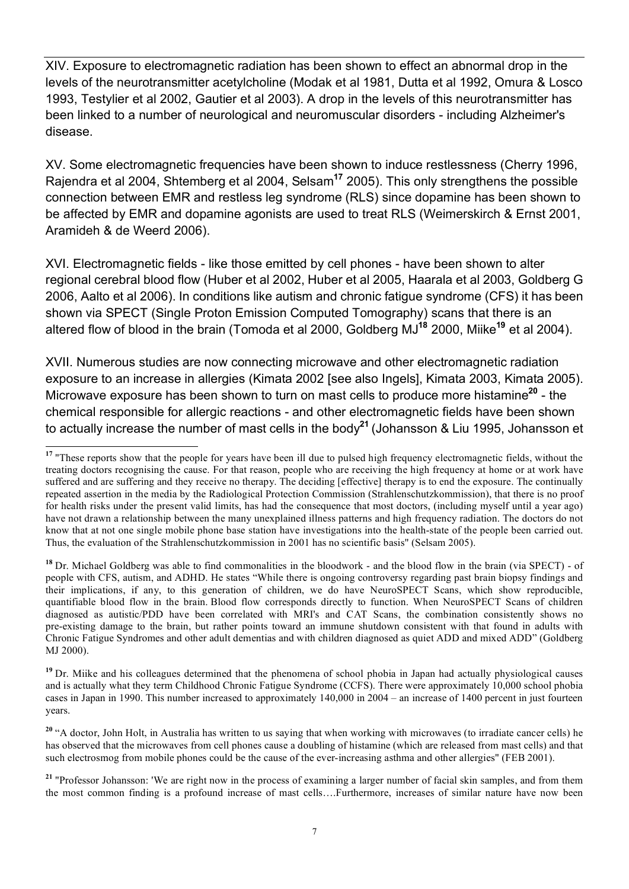XIV. Exposure to electromagnetic radiation has been shown to effect an abnormal drop in the levels of the neurotransmitter acetylcholine (Modak et al 1981, Dutta et al 1992, Omura & Losco 1993, Testylier et al 2002, Gautier et al 2003). A drop in the levels of this neurotransmitter has been linked to a number of neurological and neuromuscular disorders - including Alzheimer's disease.

XV. Some electromagnetic frequencies have been shown to induce restlessness (Cherry 1996, Rajendra et al 2004, Shtemberg et al 2004, Selsam[17] 2005). This only strengthens the possible connection between EMR and restless leg syndrome (RLS) since dopamine has been shown to be affected by EMR and dopamine agonists are used to treat RLS (Weimerskirch & Ernst 2001, Aramideh & de Weerd 2006).

XVI. Electromagnetic fields - like those emitted by cell phones - have been shown to alter regional cerebral blood flow (Huber et al 2002, Huber et al 2005, Haarala et al 2003, Goldberg G 2006, Aalto et al 2006). In conditions like autism and chronic fatigue syndrome (CFS) it has been shown via SPECT (Single Proton Emission Computed Tomography) scans that there is an altered flow of blood in the brain (Tomoda et al 2000, Goldberg MJ[18] 2000, Miike[19] et al 2004).

XVII. Numerous studies are now connecting microwave and other electromagnetic radiation exposure to an increase in allergies (Kimata 2002 [see also Ingels], Kimata 2003, Kimata 2005). Microwave exposure has been shown to turn on mast cells to produce more histamine[20] - the chemical responsible for allergic reactions - and other electromagnetic fields have been shown to actually increase the number of mast cells in the body[21] (Johansson & Liu 1995, Johansson et

---

[17] "These reports show that the people for years have been ill due to pulsed high frequency electromagnetic fields, without the treating doctors recognising the cause. For that reason, people who are receiving the high frequency at home or at work have suffered and are suffering and they receive no therapy. The deciding [effective] therapy is to end the exposure. The continually repeated assertion in the media by the Radiological Protection Commission (Strahlenschutzkommission), that there is no proof for health risks under the present valid limits, has had the consequence that most doctors, (including myself until a year ago) have not drawn a relationship between the many unexplained illness patterns and high frequency radiation. The doctors do not know that at not one single mobile phone base station have investigations into the health-state of the people been carried out. Thus, the evaluation of the Strahlenschutzkommission in 2001 has no scientific basis" (Selsam 2005).

[18] Dr. Michael Goldberg was able to find commonalities in the bloodwork - and the blood flow in the brain (via SPECT) - of people with CFS, autism, and ADHD. He states "While there is ongoing controversy regarding past brain biopsy findings and their implications, if any, to this generation of children, we do have NeuroSPECT Scans, which show reproducible, quantifiable blood flow in the brain. Blood flow corresponds directly to function. When NeuroSPECT Scans of children diagnosed as autistic/PDD have been correlated with MRI's and CAT Scans, the combination consistently shows no pre-existing damage to the brain, but rather points toward an immune shutdown consistent with that found in adults with Chronic Fatigue Syndromes and other adult dementias and with children diagnosed as quiet ADD and mixed ADD" (Goldberg MJ 2000).

[19] Dr. Miike and his colleagues determined that the phenomena of school phobia in Japan had actually physiological causes and is actually what they term Childhood Chronic Fatigue Syndrome (CCFS). There were approximately 10,000 school phobia cases in Japan in 1990. This number increased to approximately 140,000 in 2004 – an increase of 1400 percent in just fourteen years.

[20] "A doctor, John Holt, in Australia has written to us saying that when working with microwaves (to irradiate cancer cells) he has observed that the microwaves from cell phones cause a doubling of histamine (which are released from mast cells) and that such electrosmog from mobile phones could be the cause of the ever-increasing asthma and other allergies" (FEB 2001).

[21] "Professor Johansson: 'We are right now in the process of examining a larger number of facial skin samples, and from them the most common finding is a profound increase of mast cells….Furthermore, increases of similar nature have now been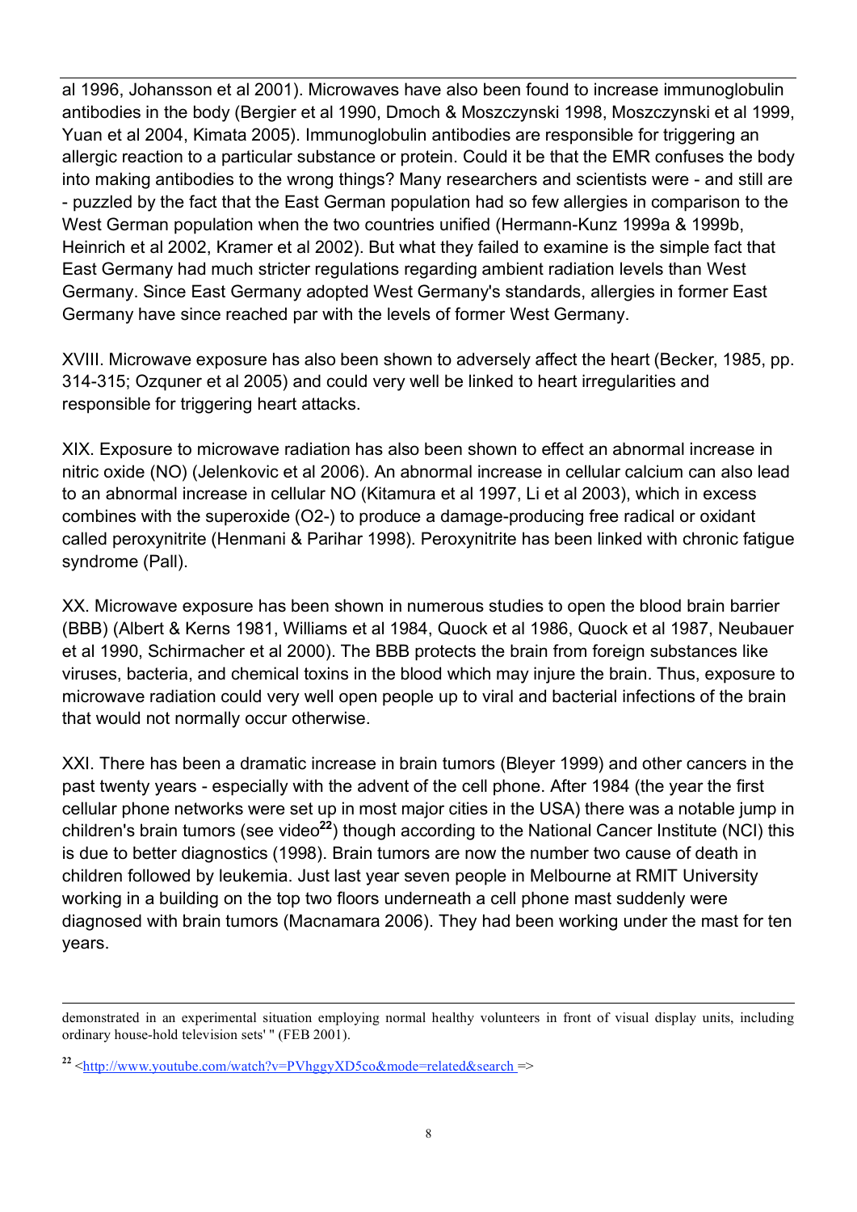al 1996, Johansson et al 2001). Microwaves have also been found to increase immunoglobulin antibodies in the body (Bergier et al 1990, Dmoch & Moszczynski 1998, Moszczynski et al 1999, Yuan et al 2004, Kimata 2005). Immunoglobulin antibodies are responsible for triggering an allergic reaction to a particular substance or protein. Could it be that the EMR confuses the body into making antibodies to the wrong things? Many researchers and scientists were - and still are - puzzled by the fact that the East German population had so few allergies in comparison to the West German population when the two countries unified (Hermann-Kunz 1999a & 1999b, Heinrich et al 2002, Kramer et al 2002). But what they failed to examine is the simple fact that East Germany had much stricter regulations regarding ambient radiation levels than West Germany. Since East Germany adopted West Germany's standards, allergies in former East Germany have since reached par with the levels of former West Germany.

XVIII. Microwave exposure has also been shown to adversely affect the heart (Becker, 1985, pp. 314-315; Ozquner et al 2005) and could very well be linked to heart irregularities and responsible for triggering heart attacks.

XIX. Exposure to microwave radiation has also been shown to effect an abnormal increase in nitric oxide (NO) (Jelenkovic et al 2006). An abnormal increase in cellular calcium can also lead to an abnormal increase in cellular NO (Kitamura et al 1997, Li et al 2003), which in excess combines with the superoxide (O2-) to produce a damage-producing free radical or oxidant called peroxynitrite (Henmani & Parihar 1998). Peroxynitrite has been linked with chronic fatigue syndrome (Pall).

XX. Microwave exposure has been shown in numerous studies to open the blood brain barrier (BBB) (Albert & Kerns 1981, Williams et al 1984, Quock et al 1986, Quock et al 1987, Neubauer et al 1990, Schirmacher et al 2000). The BBB protects the brain from foreign substances like viruses, bacteria, and chemical toxins in the blood which may injure the brain. Thus, exposure to microwave radiation could very well open people up to viral and bacterial infections of the brain that would not normally occur otherwise.

XXI. There has been a dramatic increase in brain tumors (Bleyer 1999) and other cancers in the past twenty years - especially with the advent of the cell phone. After 1984 (the year the first cellular phone networks were set up in most major cities in the USA) there was a notable jump in children's brain tumors (see video[22]) though according to the National Cancer Institute (NCI) this is due to better diagnostics (1998). Brain tumors are now the number two cause of death in children followed by leukemia. Just last year seven people in Melbourne at RMIT University working in a building on the top two floors underneath a cell phone mast suddenly were diagnosed with brain tumors (Macnamara 2006). They had been working under the mast for ten years.

---

demonstrated in an experimental situation employing normal healthy volunteers in front of visual display units, including ordinary house-hold television sets' " (FEB 2001).

[22] <http://www.youtube.com/watch?v=PVhggyXD5co&mode=related&search =>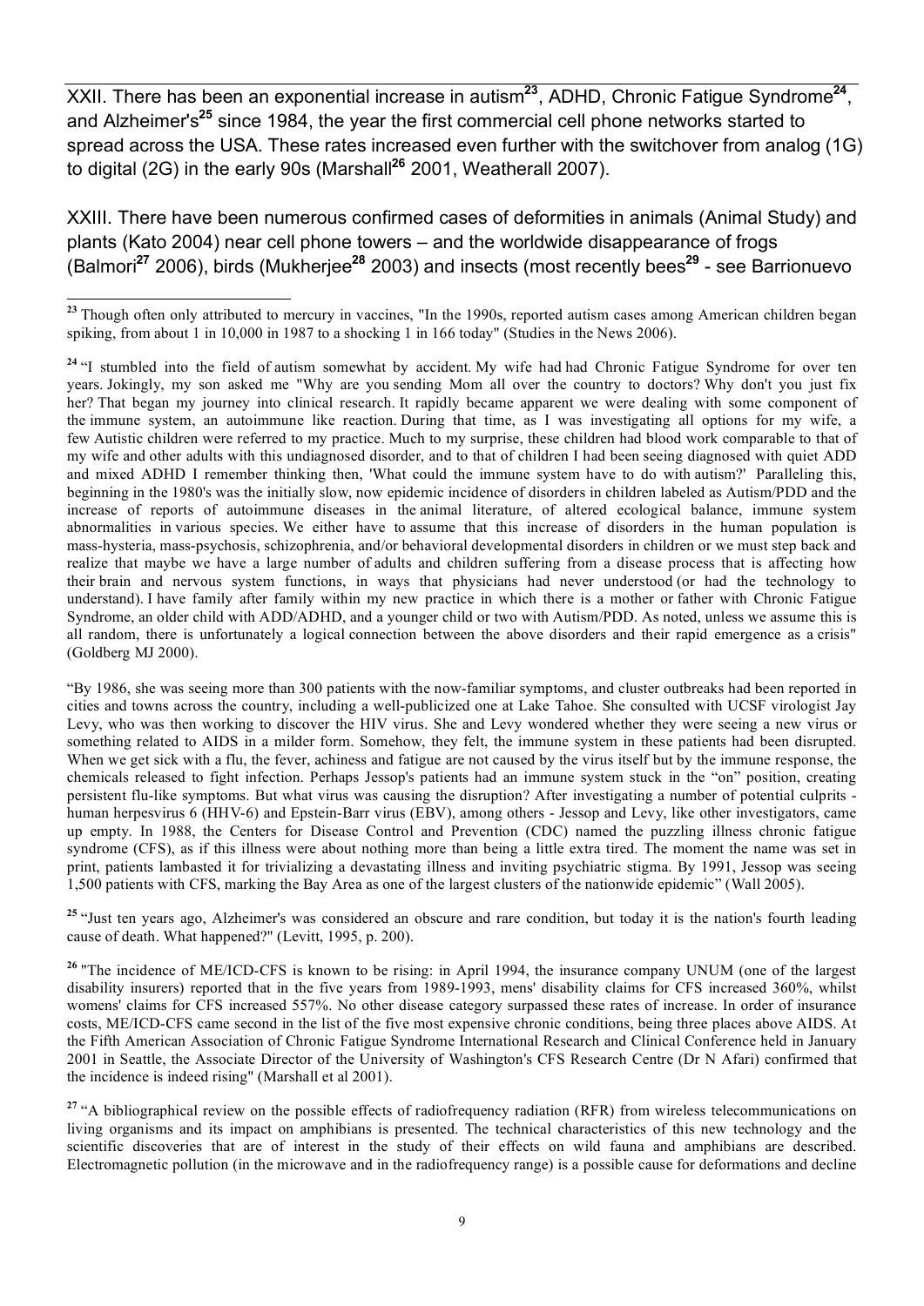XXII. There has been an exponential increase in autism[23], ADHD, Chronic Fatigue Syndrome[24], and Alzheimer's[25] since 1984, the year the first commercial cell phone networks started to spread across the USA. These rates increased even further with the switchover from analog (1G) to digital (2G) in the early 90s (Marshall[26] 2001, Weatherall 2007).

XXIII. There have been numerous confirmed cases of deformities in animals (Animal Study) and plants (Kato 2004) near cell phone towers – and the worldwide disappearance of frogs (Balmori[27] 2006), birds (Mukherjee[28] 2003) and insects (most recently bees[29] - see Barrionuevo

---

[23] Though often only attributed to mercury in vaccines, "In the 1990s, reported autism cases among American children began spiking, from about 1 in 10,000 in 1987 to a shocking 1 in 166 today" (Studies in the News 2006).

[24] "I stumbled into the field of autism somewhat by accident. My wife had had Chronic Fatigue Syndrome for over ten years. Jokingly, my son asked me "Why are you sending Mom all over the country to doctors? Why don't you just fix her? That began my journey into clinical research. It rapidly became apparent we were dealing with some component of the immune system, an autoimmune like reaction. During that time, as I was investigating all options for my wife, a few Autistic children were referred to my practice. Much to my surprise, these children had blood work comparable to that of my wife and other adults with this undiagnosed disorder, and to that of children I had been seeing diagnosed with quiet ADD and mixed ADHD I remember thinking then, 'What could the immune system have to do with autism?' Paralleling this, beginning in the 1980's was the initially slow, now epidemic incidence of disorders in children labeled as Autism/PDD and the increase of reports of autoimmune diseases in the animal literature, of altered ecological balance, immune system abnormalities in various species. We either have to assume that this increase of disorders in the human population is mass-hysteria, mass-psychosis, schizophrenia, and/or behavioral developmental disorders in children or we must step back and realize that maybe we have a large number of adults and children suffering from a disease process that is affecting how their brain and nervous system functions, in ways that physicians had never understood (or had the technology to understand). I have family after family within my new practice in which there is a mother or father with Chronic Fatigue Syndrome, an older child with ADD/ADHD, and a younger child or two with Autism/PDD. As noted, unless we assume this is all random, there is unfortunately a logical connection between the above disorders and their rapid emergence as a crisis" (Goldberg MJ 2000).

"By 1986, she was seeing more than 300 patients with the now-familiar symptoms, and cluster outbreaks had been reported in cities and towns across the country, including a well-publicized one at Lake Tahoe. She consulted with UCSF virologist Jay Levy, who was then working to discover the HIV virus. She and Levy wondered whether they were seeing a new virus or something related to AIDS in a milder form. Somehow, they felt, the immune system in these patients had been disrupted. When we get sick with a flu, the fever, achiness and fatigue are not caused by the virus itself but by the immune response, the chemicals released to fight infection. Perhaps Jessop's patients had an immune system stuck in the "on" position, creating persistent flu-like symptoms. But what virus was causing the disruption? After investigating a number of potential culprits - human herpesvirus 6 (HHV-6) and Epstein-Barr virus (EBV), among others - Jessop and Levy, like other investigators, came up empty. In 1988, the Centers for Disease Control and Prevention (CDC) named the puzzling illness chronic fatigue syndrome (CFS), as if this illness were about nothing more than being a little extra tired. The moment the name was set in print, patients lambasted it for trivializing a devastating illness and inviting psychiatric stigma. By 1991, Jessop was seeing 1,500 patients with CFS, marking the Bay Area as one of the largest clusters of the nationwide epidemic" (Wall 2005).

[25] "Just ten years ago, Alzheimer's was considered an obscure and rare condition, but today it is the nation's fourth leading cause of death. What happened?" (Levitt, 1995, p. 200).

[26] "The incidence of ME/ICD-CFS is known to be rising: in April 1994, the insurance company UNUM (one of the largest disability insurers) reported that in the five years from 1989-1993, mens' disability claims for CFS increased 360%, whilst womens' claims for CFS increased 557%. No other disease category surpassed these rates of increase. In order of insurance costs, ME/ICD-CFS came second in the list of the five most expensive chronic conditions, being three places above AIDS. At the Fifth American Association of Chronic Fatigue Syndrome International Research and Clinical Conference held in January 2001 in Seattle, the Associate Director of the University of Washington's CFS Research Centre (Dr N Afari) confirmed that the incidence is indeed rising" (Marshall et al 2001).

[27] "A bibliographical review on the possible effects of radiofrequency radiation (RFR) from wireless telecommunications on living organisms and its impact on amphibians is presented. The technical characteristics of this new technology and the scientific discoveries that are of interest in the study of their effects on wild fauna and amphibians are described. Electromagnetic pollution (in the microwave and in the radiofrequency range) is a possible cause for deformations and decline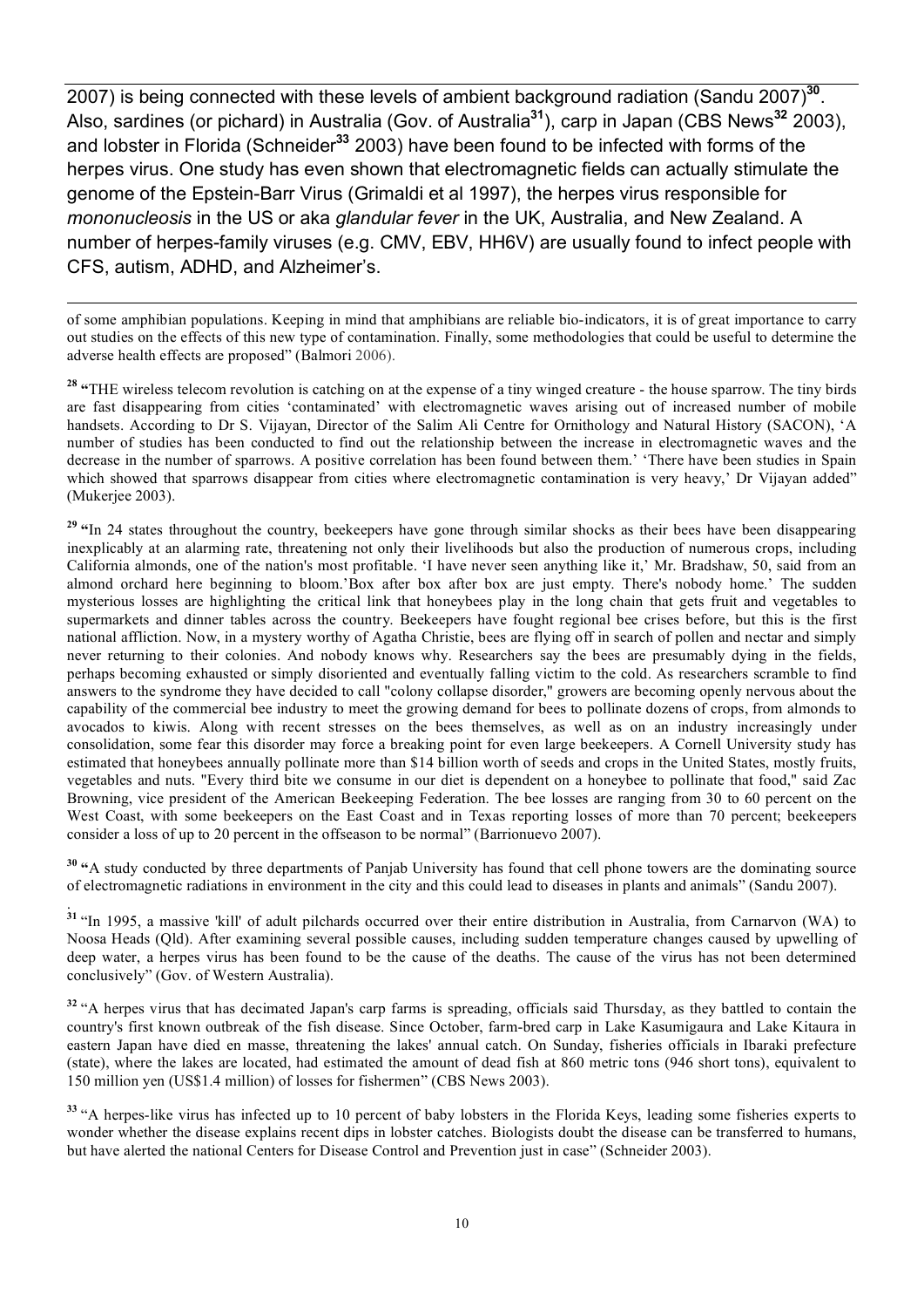2007) is being connected with these levels of ambient background radiation (Sandu 2007)[30]. Also, sardines (or pichard) in Australia (Gov. of Australia[31]), carp in Japan (CBS News[32] 2003), and lobster in Florida (Schneider[33] 2003) have been found to be infected with forms of the herpes virus. One study has even shown that electromagnetic fields can actually stimulate the genome of the Epstein-Barr Virus (Grimaldi et al 1997), the herpes virus responsible for *mononucleosis* in the US or aka *glandular fever* in the UK, Australia, and New Zealand. A number of herpes-family viruses (e.g. CMV, EBV, HH6V) are usually found to infect people with CFS, autism, ADHD, and Alzheimer's.

---

of some amphibian populations. Keeping in mind that amphibians are reliable bio-indicators, it is of great importance to carry out studies on the effects of this new type of contamination. Finally, some methodologies that could be useful to determine the adverse health effects are proposed" (Balmori 2006).

[28] "THE wireless telecom revolution is catching on at the expense of a tiny winged creature - the house sparrow. The tiny birds are fast disappearing from cities 'contaminated' with electromagnetic waves arising out of increased number of mobile handsets. According to Dr S. Vijayan, Director of the Salim Ali Centre for Ornithology and Natural History (SACON), 'A number of studies has been conducted to find out the relationship between the increase in electromagnetic waves and the decrease in the number of sparrows. A positive correlation has been found between them.' 'There have been studies in Spain which showed that sparrows disappear from cities where electromagnetic contamination is very heavy,' Dr Vijayan added" (Mukerjee 2003).

[29] "In 24 states throughout the country, beekeepers have gone through similar shocks as their bees have been disappearing inexplicably at an alarming rate, threatening not only their livelihoods but also the production of numerous crops, including California almonds, one of the nation's most profitable. 'I have never seen anything like it,' Mr. Bradshaw, 50, said from an almond orchard here beginning to bloom.'Box after box after box are just empty. There's nobody home.' The sudden mysterious losses are highlighting the critical link that honeybees play in the long chain that gets fruit and vegetables to supermarkets and dinner tables across the country. Beekeepers have fought regional bee crises before, but this is the first national affliction. Now, in a mystery worthy of Agatha Christie, bees are flying off in search of pollen and nectar and simply never returning to their colonies. And nobody knows why. Researchers say the bees are presumably dying in the fields, perhaps becoming exhausted or simply disoriented and eventually falling victim to the cold. As researchers scramble to find answers to the syndrome they have decided to call "colony collapse disorder," growers are becoming openly nervous about the capability of the commercial bee industry to meet the growing demand for bees to pollinate dozens of crops, from almonds to avocados to kiwis. Along with recent stresses on the bees themselves, as well as on an industry increasingly under consolidation, some fear this disorder may force a breaking point for even large beekeepers. A Cornell University study has estimated that honeybees annually pollinate more than $14 billion worth of seeds and crops in the United States, mostly fruits, vegetables and nuts. "Every third bite we consume in our diet is dependent on a honeybee to pollinate that food," said Zac Browning, vice president of the American Beekeeping Federation. The bee losses are ranging from 30 to 60 percent on the West Coast, with some beekeepers on the East Coast and in Texas reporting losses of more than 70 percent; beekeepers consider a loss of up to 20 percent in the offseason to be normal" (Barrionuevo 2007).

[30] "A study conducted by three departments of Panjab University has found that cell phone towers are the dominating source of electromagnetic radiations in environment in the city and this could lead to diseases in plants and animals" (Sandu 2007).

[31] "In 1995, a massive 'kill' of adult pilchards occurred over their entire distribution in Australia, from Carnarvon (WA) to Noosa Heads (Qld). After examining several possible causes, including sudden temperature changes caused by upwelling of deep water, a herpes virus has been found to be the cause of the deaths. The cause of the virus has not been determined conclusively" (Gov. of Western Australia).

[32] "A herpes virus that has decimated Japan's carp farms is spreading, officials said Thursday, as they battled to contain the country's first known outbreak of the fish disease. Since October, farm-bred carp in Lake Kasumigaura and Lake Kitaura in eastern Japan have died en masse, threatening the lakes' annual catch. On Sunday, fisheries officials in Ibaraki prefecture (state), where the lakes are located, had estimated the amount of dead fish at 860 metric tons (946 short tons), equivalent to 150 million yen (US$1.4 million) of losses for fishermen" (CBS News 2003).

[33] "A herpes-like virus has infected up to 10 percent of baby lobsters in the Florida Keys, leading some fisheries experts to wonder whether the disease explains recent dips in lobster catches. Biologists doubt the disease can be transferred to humans, but have alerted the national Centers for Disease Control and Prevention just in case" (Schneider 2003).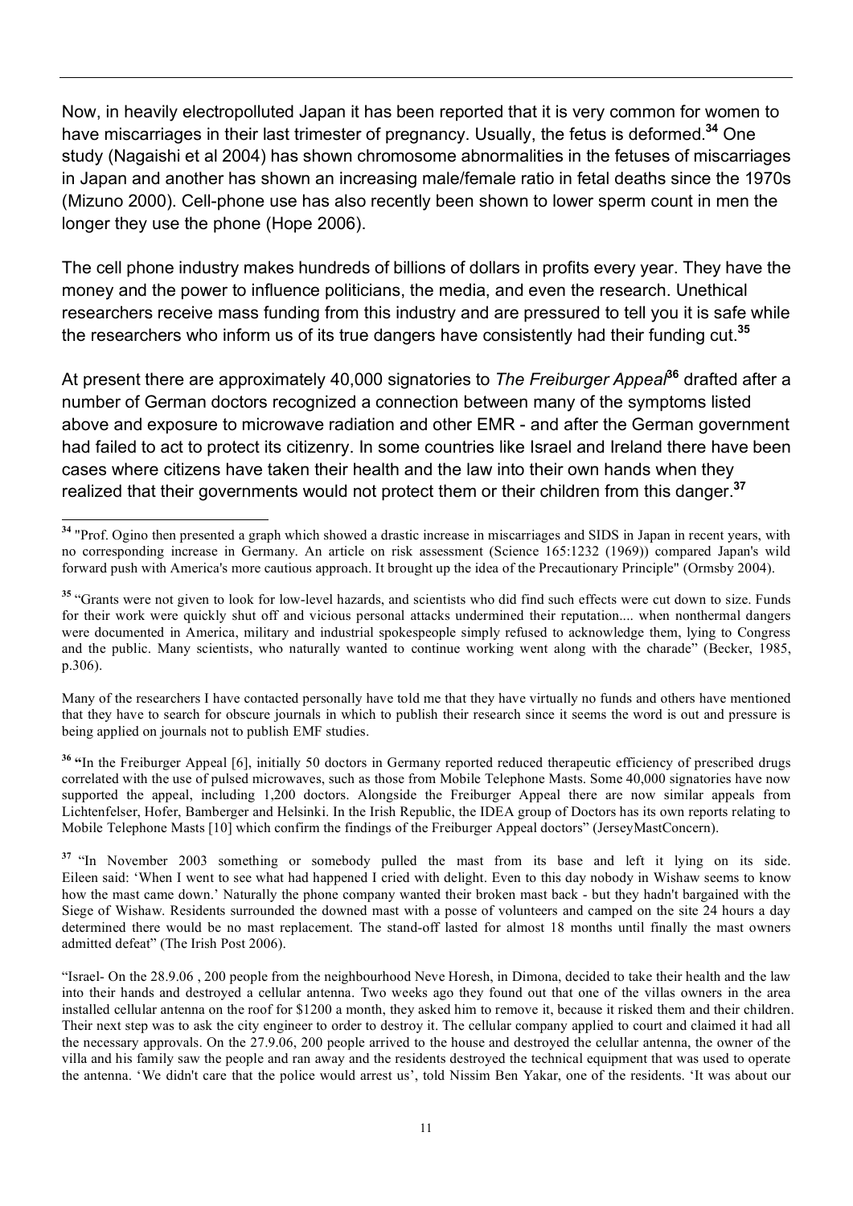Now, in heavily electropolluted Japan it has been reported that it is very common for women to have miscarriages in their last trimester of pregnancy. Usually, the fetus is deformed.[34] One study (Nagaishi et al 2004) has shown chromosome abnormalities in the fetuses of miscarriages in Japan and another has shown an increasing male/female ratio in fetal deaths since the 1970s (Mizuno 2000). Cell-phone use has also recently been shown to lower sperm count in men the longer they use the phone (Hope 2006).

The cell phone industry makes hundreds of billions of dollars in profits every year. They have the money and the power to influence politicians, the media, and even the research. Unethical researchers receive mass funding from this industry and are pressured to tell you it is safe while the researchers who inform us of its true dangers have consistently had their funding cut.[35]

At present there are approximately 40,000 signatories to *The Freiburger Appeal*[36] drafted after a number of German doctors recognized a connection between many of the symptoms listed above and exposure to microwave radiation and other EMR - and after the German government had failed to act to protect its citizenry. In some countries like Israel and Ireland there have been cases where citizens have taken their health and the law into their own hands when they realized that their governments would not protect them or their children from this danger.[37]

---

[34] "Prof. Ogino then presented a graph which showed a drastic increase in miscarriages and SIDS in Japan in recent years, with no corresponding increase in Germany. An article on risk assessment (Science 165:1232 (1969)) compared Japan's wild forward push with America's more cautious approach. It brought up the idea of the Precautionary Principle" (Ormsby 2004).

[35] "Grants were not given to look for low-level hazards, and scientists who did find such effects were cut down to size. Funds for their work were quickly shut off and vicious personal attacks undermined their reputation.... when nonthermal dangers were documented in America, military and industrial spokespeople simply refused to acknowledge them, lying to Congress and the public. Many scientists, who naturally wanted to continue working went along with the charade" (Becker, 1985, p.306).

Many of the researchers I have contacted personally have told me that they have virtually no funds and others have mentioned that they have to search for obscure journals in which to publish their research since it seems the word is out and pressure is being applied on journals not to publish EMF studies.

[36] "In the Freiburger Appeal [6], initially 50 doctors in Germany reported reduced therapeutic efficiency of prescribed drugs correlated with the use of pulsed microwaves, such as those from Mobile Telephone Masts. Some 40,000 signatories have now supported the appeal, including 1,200 doctors. Alongside the Freiburger Appeal there are now similar appeals from Lichtenfelser, Hofer, Bamberger and Helsinki. In the Irish Republic, the IDEA group of Doctors has its own reports relating to Mobile Telephone Masts [10] which confirm the findings of the Freiburger Appeal doctors" (JerseyMastConcern).

[37] "In November 2003 something or somebody pulled the mast from its base and left it lying on its side. Eileen said: 'When I went to see what had happened I cried with delight. Even to this day nobody in Wishaw seems to know how the mast came down.' Naturally the phone company wanted their broken mast back - but they hadn't bargained with the Siege of Wishaw. Residents surrounded the downed mast with a posse of volunteers and camped on the site 24 hours a day determined there would be no mast replacement. The stand-off lasted for almost 18 months until finally the mast owners admitted defeat" (The Irish Post 2006).

"Israel- On the 28.9.06 , 200 people from the neighbourhood Neve Horesh, in Dimona, decided to take their health and the law into their hands and destroyed a cellular antenna. Two weeks ago they found out that one of the villas owners in the area installed cellular antenna on the roof for $1200 a month, they asked him to remove it, because it risked them and their children. Their next step was to ask the city engineer to order to destroy it. The cellular company applied to court and claimed it had all the necessary approvals. On the 27.9.06, 200 people arrived to the house and destroyed the celullar antenna, the owner of the villa and his family saw the people and ran away and the residents destroyed the technical equipment that was used to operate the antenna. 'We didn't care that the police would arrest us', told Nissim Ben Yakar, one of the residents. 'It was about our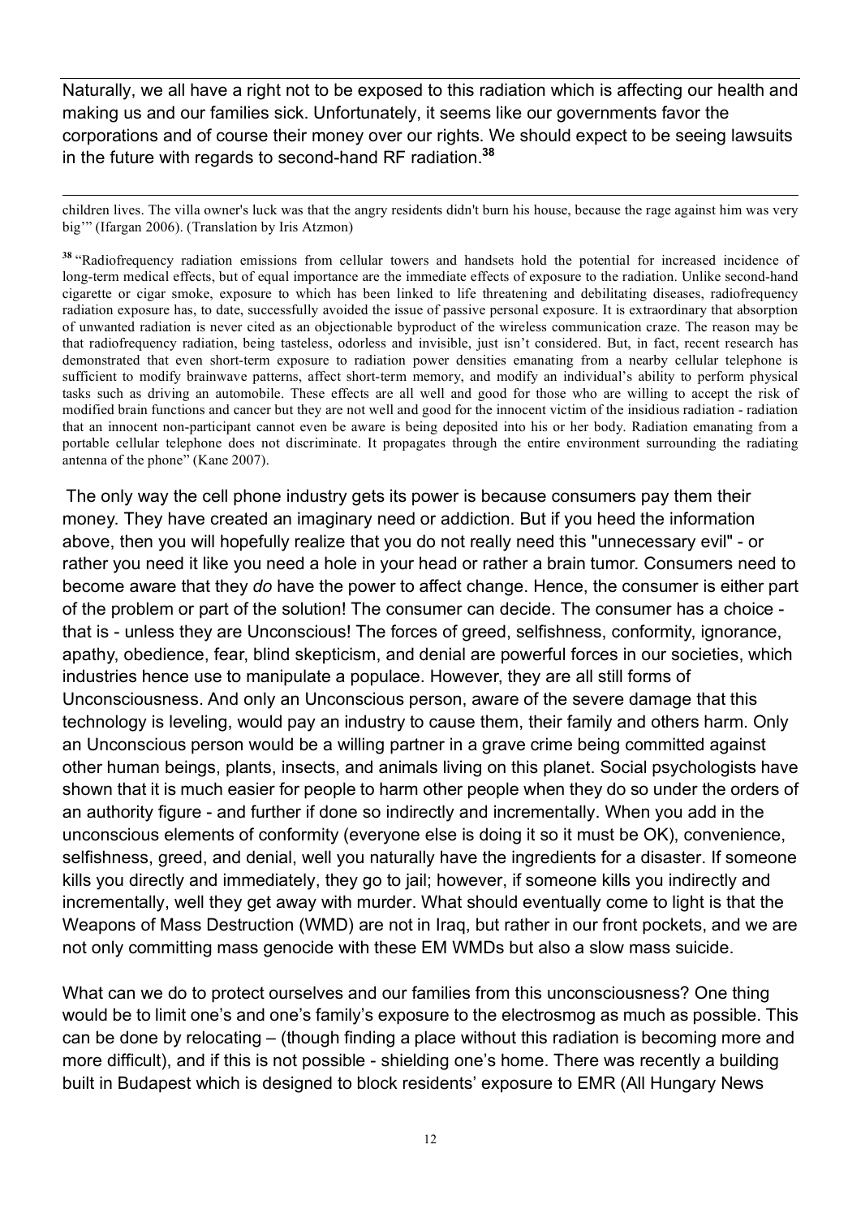Naturally, we all have a right not to be exposed to this radiation which is affecting our health and making us and our families sick. Unfortunately, it seems like our governments favor the corporations and of course their money over our rights. We should expect to be seeing lawsuits in the future with regards to second-hand RF radiation.[38]

---

children lives. The villa owner's luck was that the angry residents didn't burn his house, because the rage against him was very big'" (Ifargan 2006). (Translation by Iris Atzmon)

[38] "Radiofrequency radiation emissions from cellular towers and handsets hold the potential for increased incidence of long-term medical effects, but of equal importance are the immediate effects of exposure to the radiation. Unlike second-hand cigarette or cigar smoke, exposure to which has been linked to life threatening and debilitating diseases, radiofrequency radiation exposure has, to date, successfully avoided the issue of passive personal exposure. It is extraordinary that absorption of unwanted radiation is never cited as an objectionable byproduct of the wireless communication craze. The reason may be that radiofrequency radiation, being tasteless, odorless and invisible, just isn't considered. But, in fact, recent research has demonstrated that even short-term exposure to radiation power densities emanating from a nearby cellular telephone is sufficient to modify brainwave patterns, affect short-term memory, and modify an individual's ability to perform physical tasks such as driving an automobile. These effects are all well and good for those who are willing to accept the risk of modified brain functions and cancer but they are not well and good for the innocent victim of the insidious radiation - radiation that an innocent non-participant cannot even be aware is being deposited into his or her body. Radiation emanating from a portable cellular telephone does not discriminate. It propagates through the entire environment surrounding the radiating antenna of the phone" (Kane 2007).

---

The only way the cell phone industry gets its power is because consumers pay them their money. They have created an imaginary need or addiction. But if you heed the information above, then you will hopefully realize that you do not really need this "unnecessary evil" - or rather you need it like you need a hole in your head or rather a brain tumor. Consumers need to become aware that they *do* have the power to affect change. Hence, the consumer is either part of the problem or part of the solution! The consumer can decide. The consumer has a choice - that is - unless they are Unconscious! The forces of greed, selfishness, conformity, ignorance, apathy, obedience, fear, blind skepticism, and denial are powerful forces in our societies, which industries hence use to manipulate a populace. However, they are all still forms of Unconsciousness. And only an Unconscious person, aware of the severe damage that this technology is leveling, would pay an industry to cause them, their family and others harm. Only an Unconscious person would be a willing partner in a grave crime being committed against other human beings, plants, insects, and animals living on this planet. Social psychologists have shown that it is much easier for people to harm other people when they do so under the orders of an authority figure - and further if done so indirectly and incrementally. When you add in the unconscious elements of conformity (everyone else is doing it so it must be OK), convenience, selfishness, greed, and denial, well you naturally have the ingredients for a disaster. If someone kills you directly and immediately, they go to jail; however, if someone kills you indirectly and incrementally, well they get away with murder. What should eventually come to light is that the Weapons of Mass Destruction (WMD) are not in Iraq, but rather in our front pockets, and we are not only committing mass genocide with these EM WMDs but also a slow mass suicide.

What can we do to protect ourselves and our families from this unconsciousness? One thing would be to limit one's and one's family's exposure to the electrosmog as much as possible. This can be done by relocating – (though finding a place without this radiation is becoming more and more difficult), and if this is not possible - shielding one's home. There was recently a building built in Budapest which is designed to block residents' exposure to EMR (All Hungary News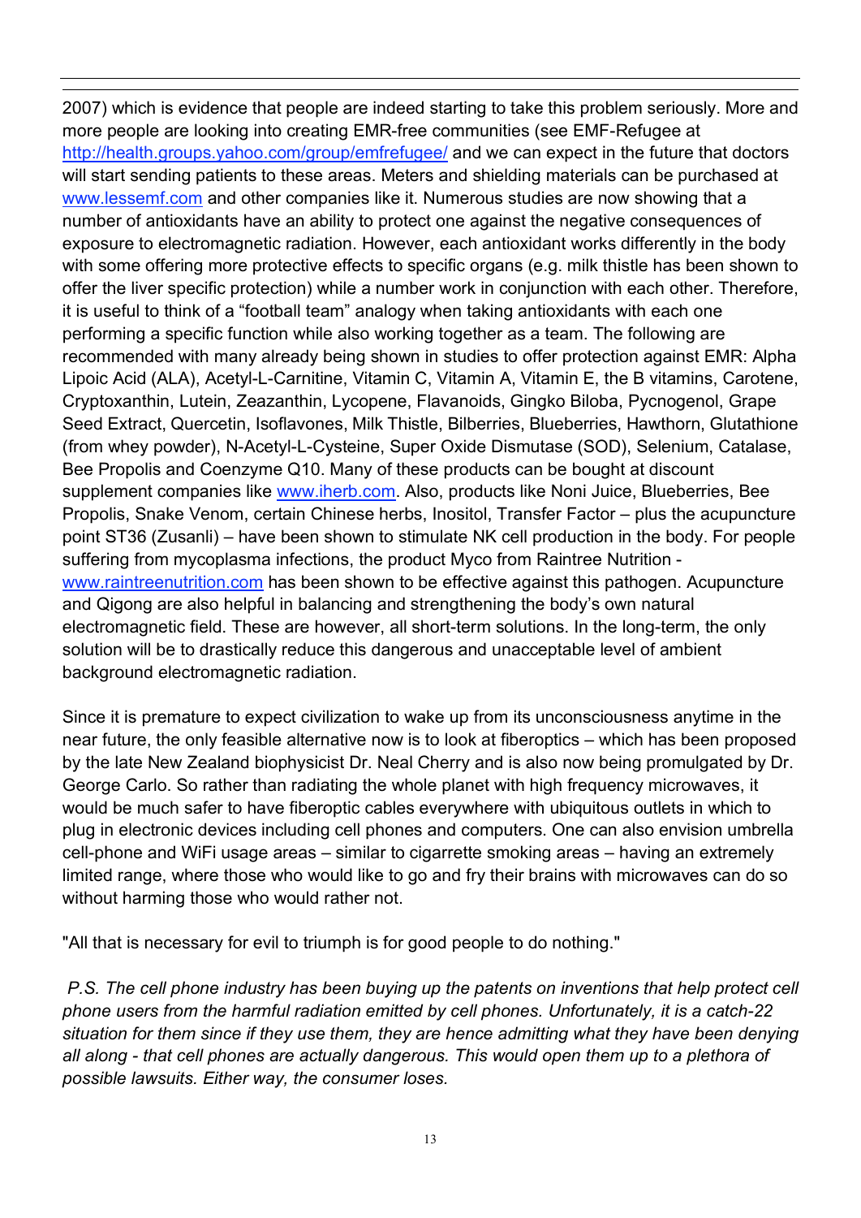2007) which is evidence that people are indeed starting to take this problem seriously. More and more people are looking into creating EMR-free communities (see EMF-Refugee at http://health.groups.yahoo.com/group/emfrefugee/ and we can expect in the future that doctors will start sending patients to these areas. Meters and shielding materials can be purchased at www.lessemf.com and other companies like it. Numerous studies are now showing that a number of antioxidants have an ability to protect one against the negative consequences of exposure to electromagnetic radiation. However, each antioxidant works differently in the body with some offering more protective effects to specific organs (e.g. milk thistle has been shown to offer the liver specific protection) while a number work in conjunction with each other. Therefore, it is useful to think of a "football team" analogy when taking antioxidants with each one performing a specific function while also working together as a team. The following are recommended with many already being shown in studies to offer protection against EMR: Alpha Lipoic Acid (ALA), Acetyl-L-Carnitine, Vitamin C, Vitamin A, Vitamin E, the B vitamins, Carotene, Cryptoxanthin, Lutein, Zeazanthin, Lycopene, Flavanoids, Gingko Biloba, Pycnogenol, Grape Seed Extract, Quercetin, Isoflavones, Milk Thistle, Bilberries, Blueberries, Hawthorn, Glutathione (from whey powder), N-Acetyl-L-Cysteine, Super Oxide Dismutase (SOD), Selenium, Catalase, Bee Propolis and Coenzyme Q10. Many of these products can be bought at discount supplement companies like www.iherb.com. Also, products like Noni Juice, Blueberries, Bee Propolis, Snake Venom, certain Chinese herbs, Inositol, Transfer Factor – plus the acupuncture point ST36 (Zusanli) – have been shown to stimulate NK cell production in the body. For people suffering from mycoplasma infections, the product Myco from Raintree Nutrition - www.raintreenutrition.com has been shown to be effective against this pathogen. Acupuncture and Qigong are also helpful in balancing and strengthening the body's own natural electromagnetic field. These are however, all short-term solutions. In the long-term, the only solution will be to drastically reduce this dangerous and unacceptable level of ambient background electromagnetic radiation.

Since it is premature to expect civilization to wake up from its unconsciousness anytime in the near future, the only feasible alternative now is to look at fiberoptics – which has been proposed by the late New Zealand biophysicist Dr. Neal Cherry and is also now being promulgated by Dr. George Carlo. So rather than radiating the whole planet with high frequency microwaves, it would be much safer to have fiberoptic cables everywhere with ubiquitous outlets in which to plug in electronic devices including cell phones and computers. One can also envision umbrella cell-phone and WiFi usage areas – similar to cigarrette smoking areas – having an extremely limited range, where those who would like to go and fry their brains with microwaves can do so without harming those who would rather not.

"All that is necessary for evil to triumph is for good people to do nothing."

*P.S. The cell phone industry has been buying up the patents on inventions that help protect cell phone users from the harmful radiation emitted by cell phones. Unfortunately, it is a catch-22 situation for them since if they use them, they are hence admitting what they have been denying all along - that cell phones are actually dangerous. This would open them up to a plethora of possible lawsuits. Either way, the consumer loses.*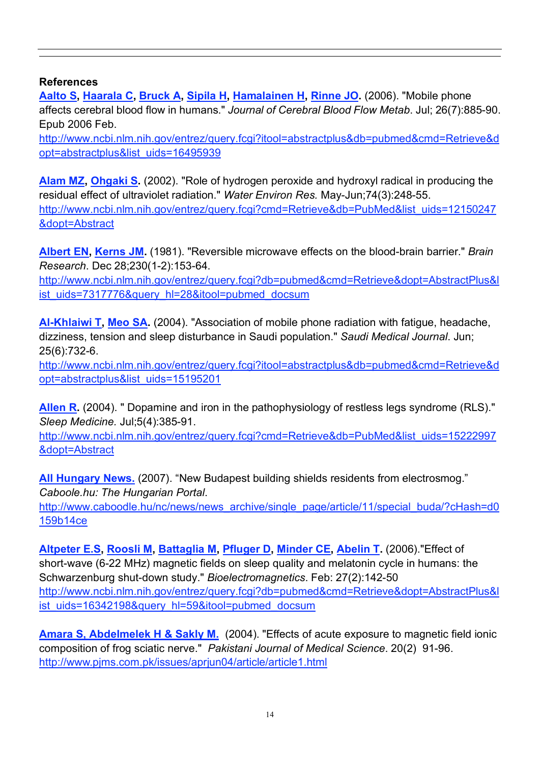**References**

**Aalto S, Haarala C, Bruck A, Sipila H, Hamalainen H, Rinne JO.** (2006). "Mobile phone affects cerebral blood flow in humans." *Journal of Cerebral Blood Flow Metab*. Jul; 26(7):885-90. Epub 2006 Feb.
http://www.ncbi.nlm.nih.gov/entrez/query.fcgi?itool=abstractplus&db=pubmed&cmd=Retrieve&dopt=abstractplus&list_uids=16495939

**Alam MZ, Ohgaki S.** (2002). "Role of hydrogen peroxide and hydroxyl radical in producing the residual effect of ultraviolet radiation." *Water Environ Res.* May-Jun;74(3):248-55.
http://www.ncbi.nlm.nih.gov/entrez/query.fcgi?cmd=Retrieve&db=PubMed&list_uids=12150247&dopt=Abstract

**Albert EN, Kerns JM.** (1981). "Reversible microwave effects on the blood-brain barrier." *Brain Research*. Dec 28;230(1-2):153-64.
http://www.ncbi.nlm.nih.gov/entrez/query.fcgi?db=pubmed&cmd=Retrieve&dopt=AbstractPlus&list_uids=7317776&query_hl=28&itool=pubmed_docsum

**Al-Khlaiwi T, Meo SA.** (2004). "Association of mobile phone radiation with fatigue, headache, dizziness, tension and sleep disturbance in Saudi population." *Saudi Medical Journal*. Jun; 25(6):732-6.
http://www.ncbi.nlm.nih.gov/entrez/query.fcgi?itool=abstractplus&db=pubmed&cmd=Retrieve&dopt=abstractplus&list_uids=15195201

**Allen R.** (2004). " Dopamine and iron in the pathophysiology of restless legs syndrome (RLS)." *Sleep Medicine.* Jul;5(4):385-91.
http://www.ncbi.nlm.nih.gov/entrez/query.fcgi?cmd=Retrieve&db=PubMed&list_uids=15222997&dopt=Abstract

**All Hungary News.** (2007). "New Budapest building shields residents from electrosmog." *Caboole.hu: The Hungarian Portal*.
http://www.caboodle.hu/nc/news/news_archive/single_page/article/11/special_buda/?cHash=d0159b14ce

**Altpeter E.S, Roosli M, Battaglia M, Pfluger D, Minder CE, Abelin T.** (2006)."Effect of short-wave (6-22 MHz) magnetic fields on sleep quality and melatonin cycle in humans: the Schwarzenburg shut-down study." *Bioelectromagnetics*. Feb: 27(2):142-50
http://www.ncbi.nlm.nih.gov/entrez/query.fcgi?db=pubmed&cmd=Retrieve&dopt=AbstractPlus&list_uids=16342198&query_hl=59&itool=pubmed_docsum

**Amara S, Abdelmelek H & Sakly M.** (2004). "Effects of acute exposure to magnetic field ionic composition of frog sciatic nerve." *Pakistani Journal of Medical Science*. 20(2) 91-96.
http://www.pjms.com.pk/issues/aprjun04/article/article1.html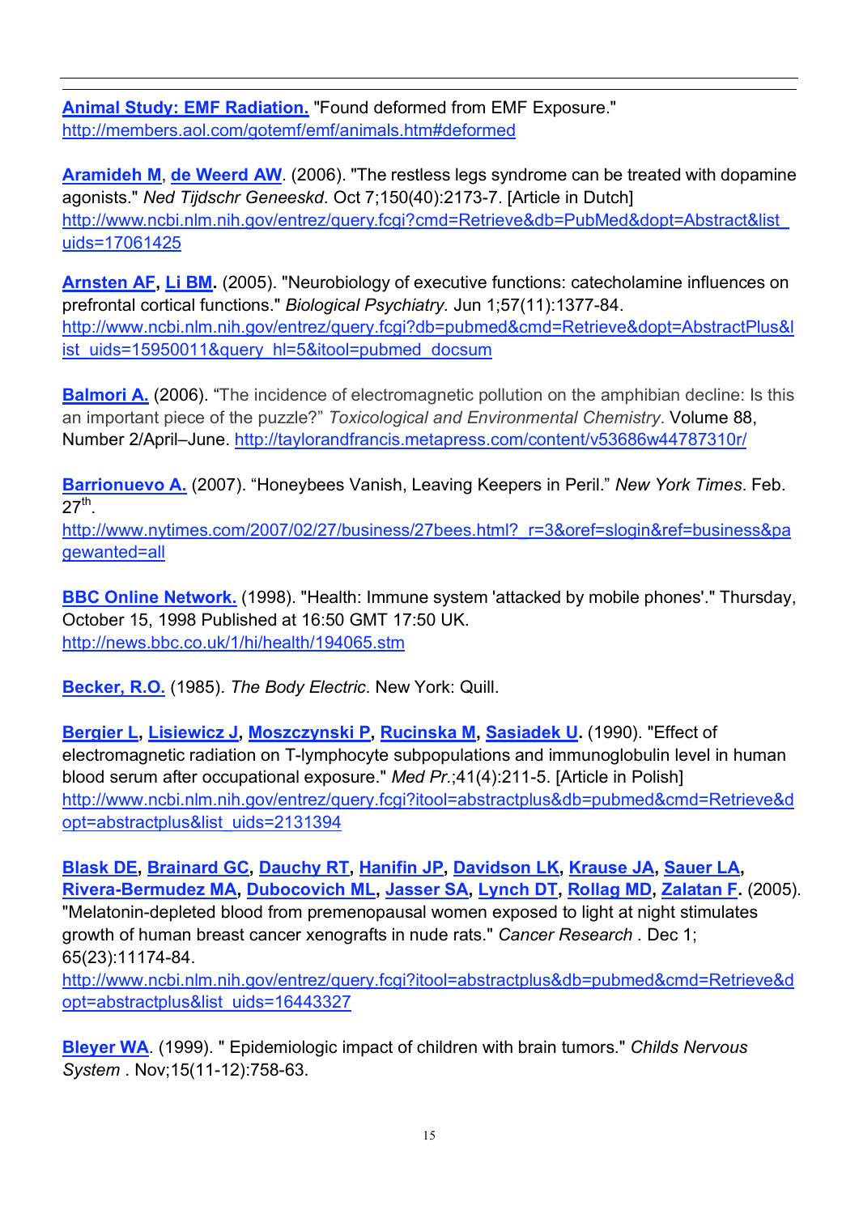**Animal Study: EMF Radiation.** "Found deformed from EMF Exposure." http://members.aol.com/gotemf/emf/animals.htm#deformed

**Aramideh M**, **de Weerd AW**. (2006). "The restless legs syndrome can be treated with dopamine agonists." *Ned Tijdschr Geneeskd*. Oct 7;150(40):2173-7. [Article in Dutch] http://www.ncbi.nlm.nih.gov/entrez/query.fcgi?cmd=Retrieve&db=PubMed&dopt=Abstract&list_uids=17061425

**Arnsten AF, Li BM.** (2005). "Neurobiology of executive functions: catecholamine influences on prefrontal cortical functions." *Biological Psychiatry.* Jun 1;57(11):1377-84. http://www.ncbi.nlm.nih.gov/entrez/query.fcgi?db=pubmed&cmd=Retrieve&dopt=AbstractPlus&list_uids=15950011&query_hl=5&itool=pubmed_docsum

**Balmori A.** (2006). "The incidence of electromagnetic pollution on the amphibian decline: Is this an important piece of the puzzle?" *Toxicological and Environmental Chemistry*. Volume 88, Number 2/April–June. http://taylorandfrancis.metapress.com/content/v53686w44787310r/

**Barrionuevo A.** (2007). "Honeybees Vanish, Leaving Keepers in Peril." *New York Times*. Feb. 27th.
http://www.nytimes.com/2007/02/27/business/27bees.html?_r=3&oref=slogin&ref=business&pagewanted=all

**BBC Online Network.** (1998). "Health: Immune system 'attacked by mobile phones'." Thursday, October 15, 1998 Published at 16:50 GMT 17:50 UK. http://news.bbc.co.uk/1/hi/health/194065.stm

**Becker, R.O.** (1985). *The Body Electric*. New York: Quill.

**Bergier L, Lisiewicz J, Moszczynski P, Rucinska M, Sasiadek U.** (1990). "Effect of electromagnetic radiation on T-lymphocyte subpopulations and immunoglobulin level in human blood serum after occupational exposure." *Med Pr.*;41(4):211-5. [Article in Polish] http://www.ncbi.nlm.nih.gov/entrez/query.fcgi?itool=abstractplus&db=pubmed&cmd=Retrieve&dopt=abstractplus&list_uids=2131394

**Blask DE, Brainard GC, Dauchy RT, Hanifin JP, Davidson LK, Krause JA, Sauer LA, Rivera-Bermudez MA, Dubocovich ML, Jasser SA, Lynch DT, Rollag MD, Zalatan F.** (2005). "Melatonin-depleted blood from premenopausal women exposed to light at night stimulates growth of human breast cancer xenografts in nude rats." *Cancer Research* . Dec 1; 65(23):11174-84.
http://www.ncbi.nlm.nih.gov/entrez/query.fcgi?itool=abstractplus&db=pubmed&cmd=Retrieve&dopt=abstractplus&list_uids=16443327

**Bleyer WA**. (1999). " Epidemiologic impact of children with brain tumors." *Childs Nervous System* . Nov;15(11-12):758-63.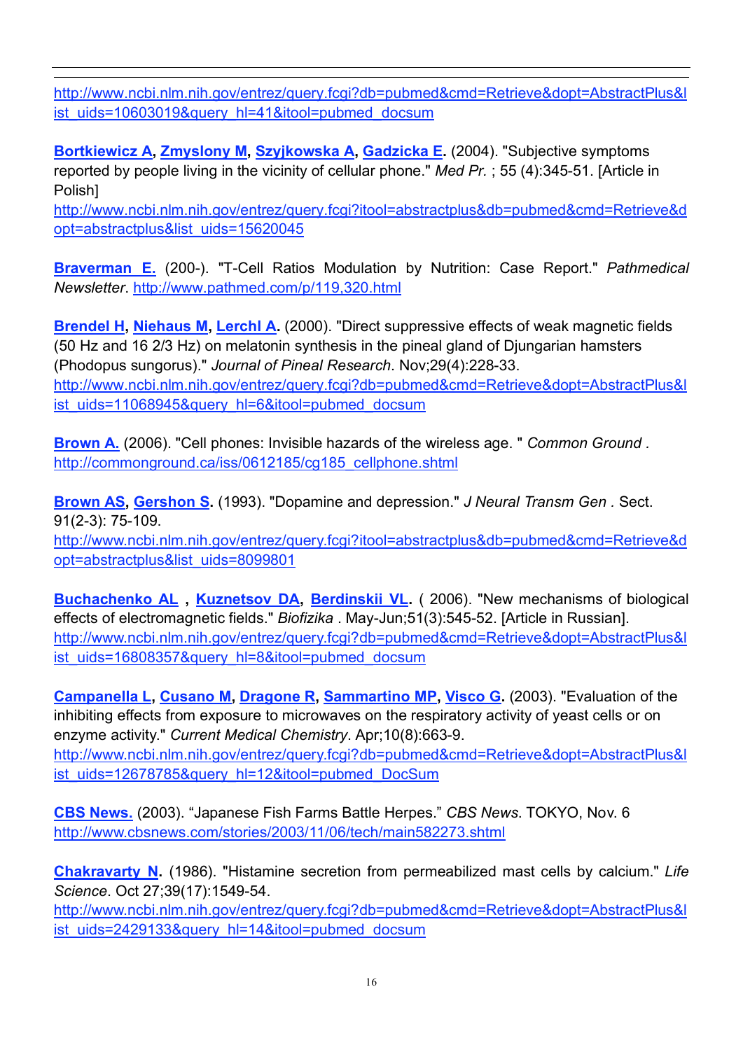http://www.ncbi.nlm.nih.gov/entrez/query.fcgi?db=pubmed&cmd=Retrieve&dopt=AbstractPlus&list_uids=10603019&query_hl=41&itool=pubmed_docsum

**Bortkiewicz A**, **Zmyslony M**, **Szyjkowska A**, **Gadzicka E**. (2004). "Subjective symptoms reported by people living in the vicinity of cellular phone." *Med Pr.* ; 55 (4):345-51. [Article in Polish]
http://www.ncbi.nlm.nih.gov/entrez/query.fcgi?itool=abstractplus&db=pubmed&cmd=Retrieve&dopt=abstractplus&list_uids=15620045

**Braverman E.** (200-). "T-Cell Ratios Modulation by Nutrition: Case Report." *Pathmedical Newsletter*. http://www.pathmed.com/p/119,320.html

**Brendel H**, **Niehaus M**, **Lerchl A**. (2000). "Direct suppressive effects of weak magnetic fields (50 Hz and 16 2/3 Hz) on melatonin synthesis in the pineal gland of Djungarian hamsters (Phodopus sungorus)." *Journal of Pineal Research*. Nov;29(4):228-33.
http://www.ncbi.nlm.nih.gov/entrez/query.fcgi?db=pubmed&cmd=Retrieve&dopt=AbstractPlus&list_uids=11068945&query_hl=6&itool=pubmed_docsum

**Brown A.** (2006). "Cell phones: Invisible hazards of the wireless age. " *Common Ground .*
http://commonground.ca/iss/0612185/cg185_cellphone.shtml

**Brown AS**, **Gershon S**. (1993). "Dopamine and depression." *J Neural Transm Gen .* Sect. 91(2-3): 75-109.
http://www.ncbi.nlm.nih.gov/entrez/query.fcgi?itool=abstractplus&db=pubmed&cmd=Retrieve&dopt=abstractplus&list_uids=8099801

**Buchachenko AL** , **Kuznetsov DA**, **Berdinskii VL**. ( 2006). "New mechanisms of biological effects of electromagnetic fields." *Biofizika* . May-Jun;51(3):545-52. [Article in Russian].
http://www.ncbi.nlm.nih.gov/entrez/query.fcgi?db=pubmed&cmd=Retrieve&dopt=AbstractPlus&list_uids=16808357&query_hl=8&itool=pubmed_docsum

**Campanella L**, **Cusano M**, **Dragone R**, **Sammartino MP**, **Visco G**. (2003). "Evaluation of the inhibiting effects from exposure to microwaves on the respiratory activity of yeast cells or on enzyme activity." *Current Medical Chemistry*. Apr;10(8):663-9.
http://www.ncbi.nlm.nih.gov/entrez/query.fcgi?db=pubmed&cmd=Retrieve&dopt=AbstractPlus&list_uids=12678785&query_hl=12&itool=pubmed_DocSum

**CBS News.** (2003). “Japanese Fish Farms Battle Herpes.” *CBS News*. TOKYO, Nov. 6
http://www.cbsnews.com/stories/2003/11/06/tech/main582273.shtml

**Chakravarty N**. (1986). "Histamine secretion from permeabilized mast cells by calcium." *Life Science*. Oct 27;39(17):1549-54.
http://www.ncbi.nlm.nih.gov/entrez/query.fcgi?db=pubmed&cmd=Retrieve&dopt=AbstractPlus&list_uids=2429133&query_hl=14&itool=pubmed_docsum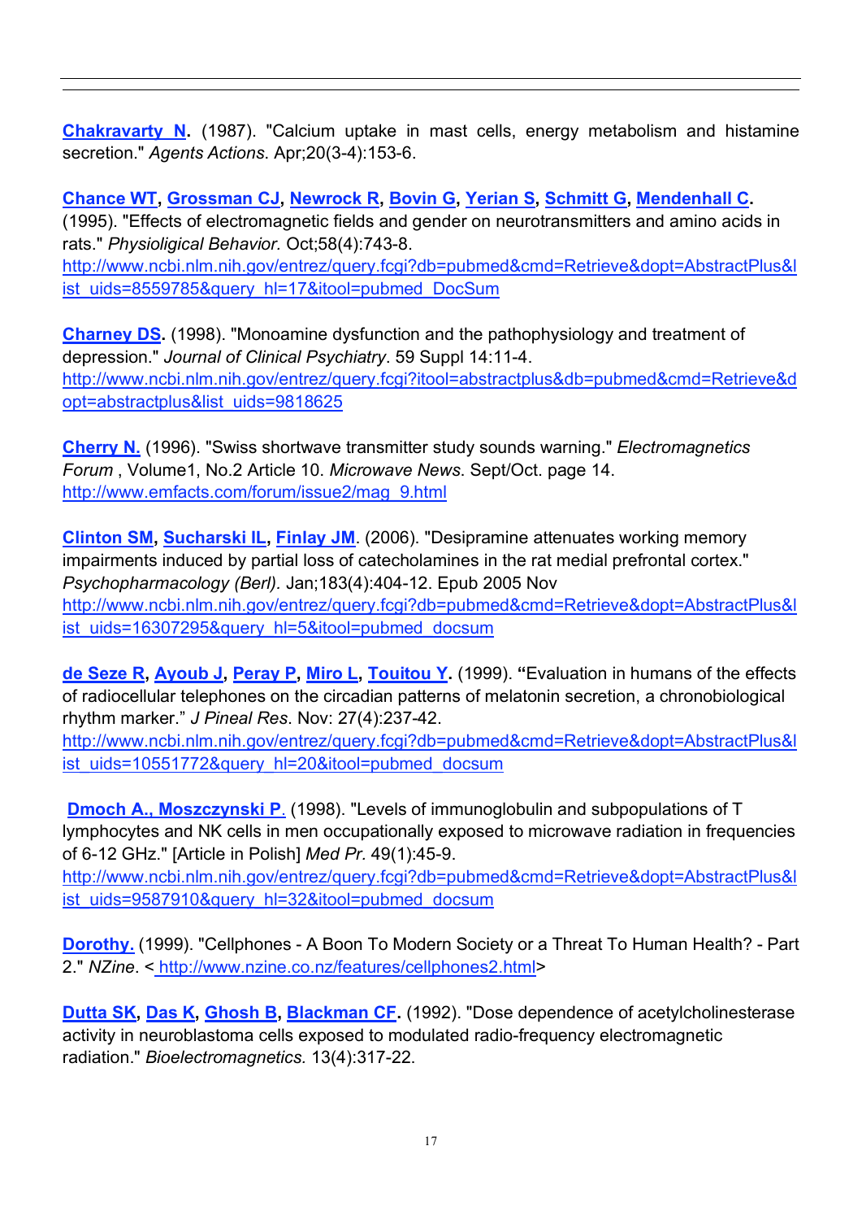**Chakravarty N.** (1987). "Calcium uptake in mast cells, energy metabolism and histamine secretion." *Agents Actions*. Apr;20(3-4):153-6.

**Chance WT, Grossman CJ, Newrock R, Bovin G, Yerian S, Schmitt G, Mendenhall C.** (1995). "Effects of electromagnetic fields and gender on neurotransmitters and amino acids in rats." *Physioligical Behavior.* Oct;58(4):743-8.
http://www.ncbi.nlm.nih.gov/entrez/query.fcgi?db=pubmed&cmd=Retrieve&dopt=AbstractPlus&list_uids=8559785&query_hl=17&itool=pubmed_DocSum

**Charney DS.** (1998). "Monoamine dysfunction and the pathophysiology and treatment of depression." *Journal of Clinical Psychiatry*. 59 Suppl 14:11-4.
http://www.ncbi.nlm.nih.gov/entrez/query.fcgi?itool=abstractplus&db=pubmed&cmd=Retrieve&dopt=abstractplus&list_uids=9818625

**Cherry N.** (1996). "Swiss shortwave transmitter study sounds warning." *Electromagnetics Forum* , Volume1, No.2 Article 10. *Microwave News*. Sept/Oct. page 14.
http://www.emfacts.com/forum/issue2/mag_9.html

**Clinton SM, Sucharski IL, Finlay JM**. (2006). "Desipramine attenuates working memory impairments induced by partial loss of catecholamines in the rat medial prefrontal cortex." *Psychopharmacology (Berl).* Jan;183(4):404-12. Epub 2005 Nov
http://www.ncbi.nlm.nih.gov/entrez/query.fcgi?db=pubmed&cmd=Retrieve&dopt=AbstractPlus&list_uids=16307295&query_hl=5&itool=pubmed_docsum

**de Seze R, Ayoub J, Peray P, Miro L, Touitou Y.** (1999). **"**Evaluation in humans of the effects of radiocellular telephones on the circadian patterns of melatonin secretion, a chronobiological rhythm marker." *J Pineal Res*. Nov: 27(4):237-42.
http://www.ncbi.nlm.nih.gov/entrez/query.fcgi?db=pubmed&cmd=Retrieve&dopt=AbstractPlus&list_uids=10551772&query_hl=20&itool=pubmed_docsum

**Dmoch A., Moszczynski P.** (1998). "Levels of immunoglobulin and subpopulations of T lymphocytes and NK cells in men occupationally exposed to microwave radiation in frequencies of 6-12 GHz." [Article in Polish] *Med Pr.* 49(1):45-9.
http://www.ncbi.nlm.nih.gov/entrez/query.fcgi?db=pubmed&cmd=Retrieve&dopt=AbstractPlus&list_uids=9587910&query_hl=32&itool=pubmed_docsum

**Dorothy.** (1999). "Cellphones - A Boon To Modern Society or a Threat To Human Health? - Part 2." *NZine*. < http://www.nzine.co.nz/features/cellphones2.html>

**Dutta SK, Das K, Ghosh B, Blackman CF.** (1992). "Dose dependence of acetylcholinesterase activity in neuroblastoma cells exposed to modulated radio-frequency electromagnetic radiation." *Bioelectromagnetics*. 13(4):317-22.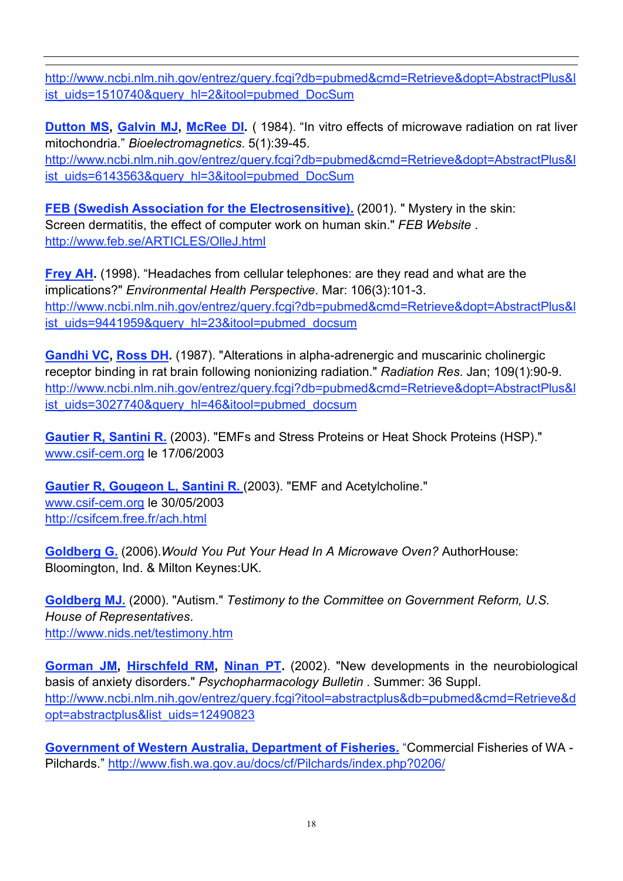http://www.ncbi.nlm.nih.gov/entrez/query.fcgi?db=pubmed&cmd=Retrieve&dopt=AbstractPlus&list_uids=1510740&query_hl=2&itool=pubmed_DocSum

**Dutton MS, Galvin MJ, McRee DI.** ( 1984). “In vitro effects of microwave radiation on rat liver mitochondria.” *Bioelectromagnetics*. 5(1):39-45.
http://www.ncbi.nlm.nih.gov/entrez/query.fcgi?db=pubmed&cmd=Retrieve&dopt=AbstractPlus&list_uids=6143563&query_hl=3&itool=pubmed_DocSum

**FEB (Swedish Association for the Electrosensitive).** (2001). " Mystery in the skin: Screen dermatitis, the effect of computer work on human skin." *FEB Website* .
http://www.feb.se/ARTICLES/OlleJ.html

**Frey AH.** (1998). “Headaches from cellular telephones: are they read and what are the implications?" *Environmental Health Perspective*. Mar: 106(3):101-3.
http://www.ncbi.nlm.nih.gov/entrez/query.fcgi?db=pubmed&cmd=Retrieve&dopt=AbstractPlus&list_uids=9441959&query_hl=23&itool=pubmed_docsum

**Gandhi VC, Ross DH.** (1987). "Alterations in alpha-adrenergic and muscarinic cholinergic receptor binding in rat brain following nonionizing radiation." *Radiation Res*. Jan; 109(1):90-9.
http://www.ncbi.nlm.nih.gov/entrez/query.fcgi?db=pubmed&cmd=Retrieve&dopt=AbstractPlus&list_uids=3027740&query_hl=46&itool=pubmed_docsum

**Gautier R, Santini R.** (2003). "EMFs and Stress Proteins or Heat Shock Proteins (HSP)." www.csif-cem.org le 17/06/2003

**Gautier R, Gougeon L, Santini R.** (2003). "EMF and Acetylcholine."
www.csif-cem.org le 30/05/2003
http://csifcem.free.fr/ach.html

**Goldberg G.** (2006).*Would You Put Your Head In A Microwave Oven?* AuthorHouse: Bloomington, Ind. & Milton Keynes:UK.

**Goldberg MJ.** (2000). "Autism." *Testimony to the Committee on Government Reform, U.S. House of Representatives*.
http://www.nids.net/testimony.htm

**Gorman JM, Hirschfeld RM, Ninan PT.** (2002). "New developments in the neurobiological basis of anxiety disorders." *Psychopharmacology Bulletin* . Summer: 36 Suppl.
http://www.ncbi.nlm.nih.gov/entrez/query.fcgi?itool=abstractplus&db=pubmed&cmd=Retrieve&dopt=abstractplus&list_uids=12490823

**Government of Western Australia, Department of Fisheries.** “Commercial Fisheries of WA - Pilchards.” http://www.fish.wa.gov.au/docs/cf/Pilchards/index.php?0206/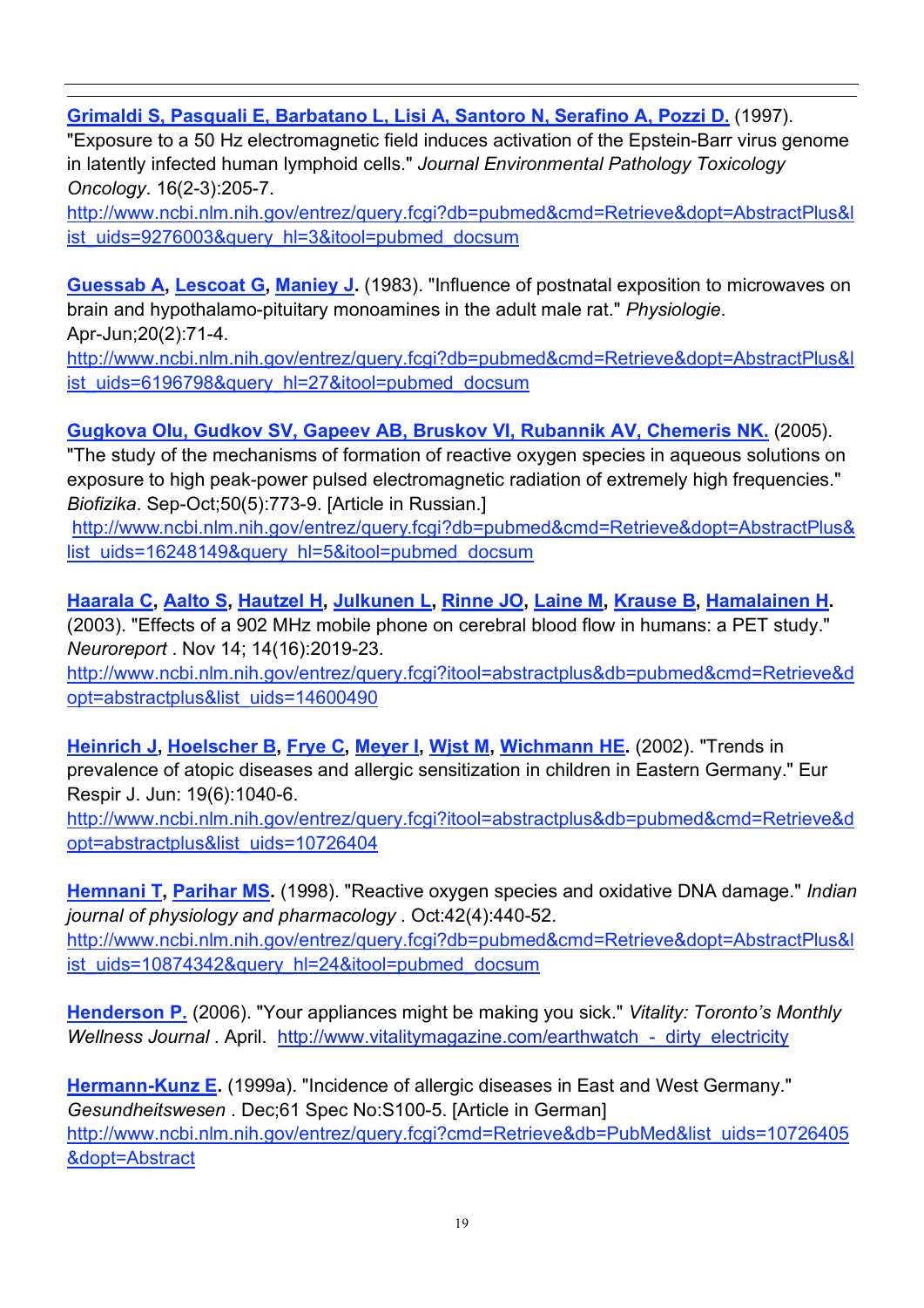**Grimaldi S, Pasquali E, Barbatano L, Lisi A, Santoro N, Serafino A, Pozzi D.** (1997). "Exposure to a 50 Hz electromagnetic field induces activation of the Epstein-Barr virus genome in latently infected human lymphoid cells." *Journal Environmental Pathology Toxicology Oncology*. 16(2-3):205-7.
http://www.ncbi.nlm.nih.gov/entrez/query.fcgi?db=pubmed&cmd=Retrieve&dopt=AbstractPlus&list_uids=9276003&query_hl=3&itool=pubmed_docsum

**Guessab A, Lescoat G, Maniey J.** (1983). "Influence of postnatal exposition to microwaves on brain and hypothalamo-pituitary monoamines in the adult male rat." *Physiologie*. Apr-Jun;20(2):71-4.
http://www.ncbi.nlm.nih.gov/entrez/query.fcgi?db=pubmed&cmd=Retrieve&dopt=AbstractPlus&list_uids=6196798&query_hl=27&itool=pubmed_docsum

**Gugkova OIu, Gudkov SV, Gapeev AB, Bruskov VI, Rubannik AV, Chemeris NK.** (2005). "The study of the mechanisms of formation of reactive oxygen species in aqueous solutions on exposure to high peak-power pulsed electromagnetic radiation of extremely high frequencies." *Biofizika*. Sep-Oct;50(5):773-9. [Article in Russian.]
http://www.ncbi.nlm.nih.gov/entrez/query.fcgi?db=pubmed&cmd=Retrieve&dopt=AbstractPlus&list_uids=16248149&query_hl=5&itool=pubmed_docsum

**Haarala C, Aalto S, Hautzel H, Julkunen L, Rinne JO, Laine M, Krause B, Hamalainen H.** (2003). "Effects of a 902 MHz mobile phone on cerebral blood flow in humans: a PET study." *Neuroreport* . Nov 14; 14(16):2019-23.
http://www.ncbi.nlm.nih.gov/entrez/query.fcgi?itool=abstractplus&db=pubmed&cmd=Retrieve&dopt=abstractplus&list_uids=14600490

**Heinrich J, Hoelscher B, Frye C, Meyer I, Wjst M, Wichmann HE.** (2002). "Trends in prevalence of atopic diseases and allergic sensitization in children in Eastern Germany." Eur Respir J. Jun: 19(6):1040-6.
http://www.ncbi.nlm.nih.gov/entrez/query.fcgi?itool=abstractplus&db=pubmed&cmd=Retrieve&dopt=abstractplus&list_uids=10726404

**Hemnani T, Parihar MS.** (1998). "Reactive oxygen species and oxidative DNA damage." *Indian journal of physiology and pharmacology* . Oct:42(4):440-52.
http://www.ncbi.nlm.nih.gov/entrez/query.fcgi?db=pubmed&cmd=Retrieve&dopt=AbstractPlus&list_uids=10874342&query_hl=24&itool=pubmed_docsum

**Henderson P.** (2006). "Your appliances might be making you sick." *Vitality: Toronto's Monthly Wellness Journal* . April. http://www.vitalitymagazine.com/earthwatch_-_dirty_electricity

**Hermann-Kunz E.** (1999a). "Incidence of allergic diseases in East and West Germany." *Gesundheitswesen* . Dec;61 Spec No:S100-5. [Article in German]
http://www.ncbi.nlm.nih.gov/entrez/query.fcgi?cmd=Retrieve&db=PubMed&list_uids=10726405&dopt=Abstract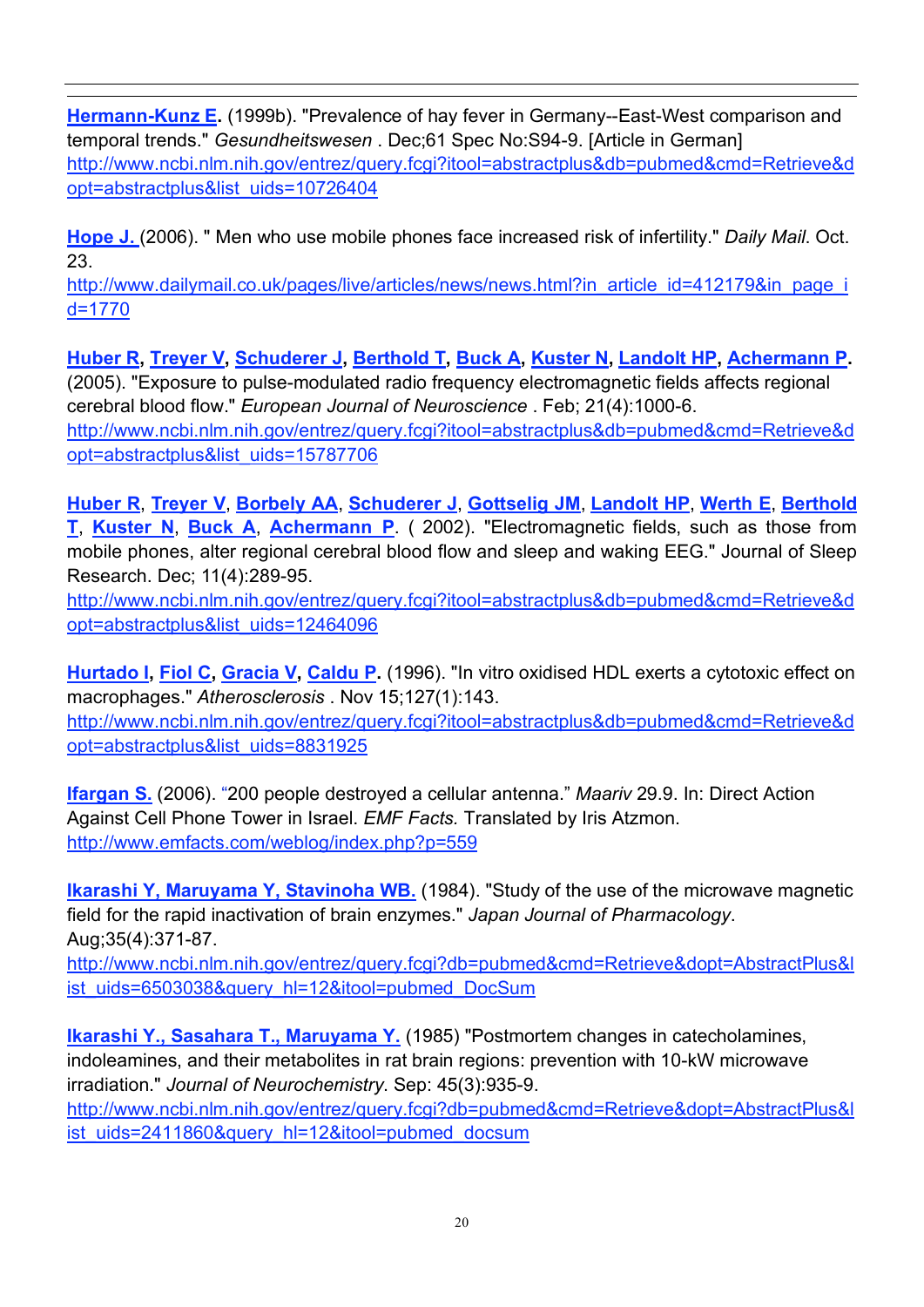**Hermann-Kunz E.** (1999b). "Prevalence of hay fever in Germany--East-West comparison and temporal trends." *Gesundheitswesen* . Dec;61 Spec No:S94-9. [Article in German] http://www.ncbi.nlm.nih.gov/entrez/query.fcgi?itool=abstractplus&db=pubmed&cmd=Retrieve&dopt=abstractplus&list_uids=10726404

**Hope J.** (2006). " Men who use mobile phones face increased risk of infertility." *Daily Mail*. Oct. 23.
http://www.dailymail.co.uk/pages/live/articles/news/news.html?in_article_id=412179&in_page_id=1770

**Huber R, Treyer V, Schuderer J, Berthold T, Buck A, Kuster N, Landolt HP, Achermann P.** (2005). "Exposure to pulse-modulated radio frequency electromagnetic fields affects regional cerebral blood flow." *European Journal of Neuroscience* . Feb; 21(4):1000-6.
http://www.ncbi.nlm.nih.gov/entrez/query.fcgi?itool=abstractplus&db=pubmed&cmd=Retrieve&dopt=abstractplus&list_uids=15787706

**Huber R**, **Treyer V**, **Borbely AA**, **Schuderer J**, **Gottselig JM**, **Landolt HP**, **Werth E**, **Berthold T**, **Kuster N**, **Buck A**, **Achermann P**. ( 2002). "Electromagnetic fields, such as those from mobile phones, alter regional cerebral blood flow and sleep and waking EEG." Journal of Sleep Research. Dec; 11(4):289-95.
http://www.ncbi.nlm.nih.gov/entrez/query.fcgi?itool=abstractplus&db=pubmed&cmd=Retrieve&dopt=abstractplus&list_uids=12464096

**Hurtado I, Fiol C, Gracia V, Caldu P.** (1996). "In vitro oxidised HDL exerts a cytotoxic effect on macrophages." *Atherosclerosis* . Nov 15;127(1):143.
http://www.ncbi.nlm.nih.gov/entrez/query.fcgi?itool=abstractplus&db=pubmed&cmd=Retrieve&dopt=abstractplus&list_uids=8831925

**Ifargan S.** (2006). "200 people destroyed a cellular antenna." *Maariv* 29.9. In: Direct Action Against Cell Phone Tower in Israel. *EMF Facts.* Translated by Iris Atzmon.
http://www.emfacts.com/weblog/index.php?p=559

**Ikarashi Y, Maruyama Y, Stavinoha WB.** (1984). "Study of the use of the microwave magnetic field for the rapid inactivation of brain enzymes." *Japan Journal of Pharmacology*. Aug;35(4):371-87.
http://www.ncbi.nlm.nih.gov/entrez/query.fcgi?db=pubmed&cmd=Retrieve&dopt=AbstractPlus&list_uids=6503038&query_hl=12&itool=pubmed_DocSum

**Ikarashi Y., Sasahara T., Maruyama Y.** (1985) "Postmortem changes in catecholamines, indoleamines, and their metabolites in rat brain regions: prevention with 10-kW microwave irradiation." *Journal of Neurochemistry*. Sep: 45(3):935-9.
http://www.ncbi.nlm.nih.gov/entrez/query.fcgi?db=pubmed&cmd=Retrieve&dopt=AbstractPlus&list_uids=2411860&query_hl=12&itool=pubmed_docsum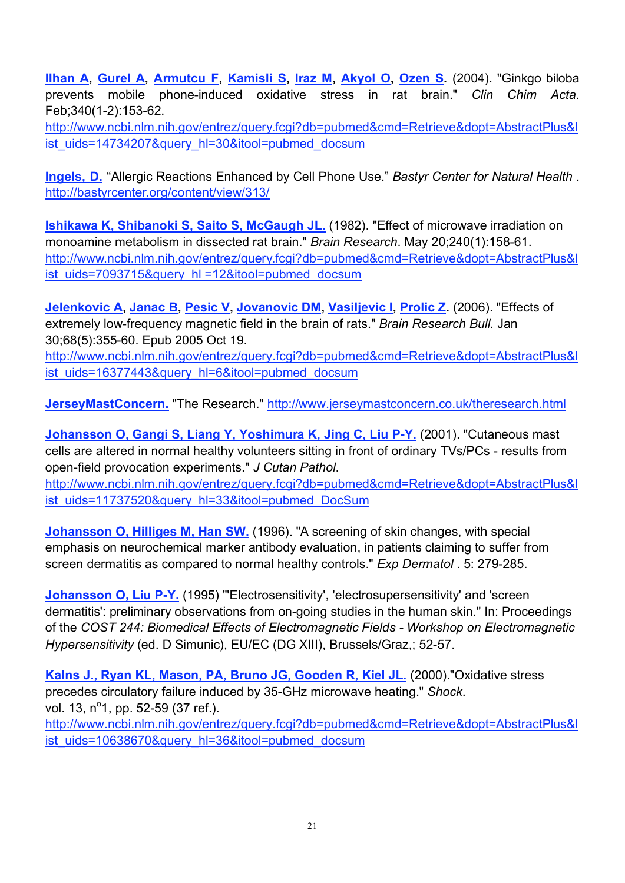**Ilhan A, Gurel A, Armutcu F, Kamisli S, Iraz M, Akyol O, Ozen S.** (2004). "Ginkgo biloba prevents mobile phone-induced oxidative stress in rat brain." *Clin Chim Acta.* Feb;340(1-2):153-62.
http://www.ncbi.nlm.nih.gov/entrez/query.fcgi?db=pubmed&cmd=Retrieve&dopt=AbstractPlus&list_uids=14734207&query_hl=30&itool=pubmed_docsum

**Ingels, D.** "Allergic Reactions Enhanced by Cell Phone Use." *Bastyr Center for Natural Health* . http://bastyrcenter.org/content/view/313/

**Ishikawa K, Shibanoki S, Saito S, McGaugh JL.** (1982). "Effect of microwave irradiation on monoamine metabolism in dissected rat brain." *Brain Research*. May 20;240(1):158-61.
http://www.ncbi.nlm.nih.gov/entrez/query.fcgi?db=pubmed&cmd=Retrieve&dopt=AbstractPlus&list_uids=7093715&query_hl =12&itool=pubmed_docsum

**Jelenkovic A, Janac B, Pesic V, Jovanovic DM, Vasiljevic I, Prolic Z.** (2006). "Effects of extremely low-frequency magnetic field in the brain of rats." *Brain Research Bull.* Jan 30;68(5):355-60. Epub 2005 Oct 19.
http://www.ncbi.nlm.nih.gov/entrez/query.fcgi?db=pubmed&cmd=Retrieve&dopt=AbstractPlus&list_uids=16377443&query_hl=6&itool=pubmed_docsum

**JerseyMastConcern.** "The Research." http://www.jerseymastconcern.co.uk/theresearch.html

**Johansson O, Gangi S, Liang Y, Yoshimura K, Jing C, Liu P-Y.** (2001). "Cutaneous mast cells are altered in normal healthy volunteers sitting in front of ordinary TVs/PCs - results from open-field provocation experiments." *J Cutan Pathol*.
http://www.ncbi.nlm.nih.gov/entrez/query.fcgi?db=pubmed&cmd=Retrieve&dopt=AbstractPlus&list_uids=11737520&query_hl=33&itool=pubmed_DocSum

**Johansson O, Hilliges M, Han SW.** (1996). "A screening of skin changes, with special emphasis on neurochemical marker antibody evaluation, in patients claiming to suffer from screen dermatitis as compared to normal healthy controls." *Exp Dermatol* . 5: 279-285.

**Johansson O, Liu P-Y.** (1995) "'Electrosensitivity', 'electrosupersensitivity' and 'screen dermatitis': preliminary observations from on-going studies in the human skin." In: Proceedings of the *COST 244: Biomedical Effects of Electromagnetic Fields - Workshop on Electromagnetic Hypersensitivity* (ed. D Simunic), EU/EC (DG XIII), Brussels/Graz,; 52-57.

**Kalns J., Ryan KL, Mason, PA, Bruno JG, Gooden R, Kiel JL.** (2000)."Oxidative stress precedes circulatory failure induced by 35-GHz microwave heating." *Shock*. vol. 13, n°1, pp. 52-59 (37 ref.).
http://www.ncbi.nlm.nih.gov/entrez/query.fcgi?db=pubmed&cmd=Retrieve&dopt=AbstractPlus&list_uids=10638670&query_hl=36&itool=pubmed_docsum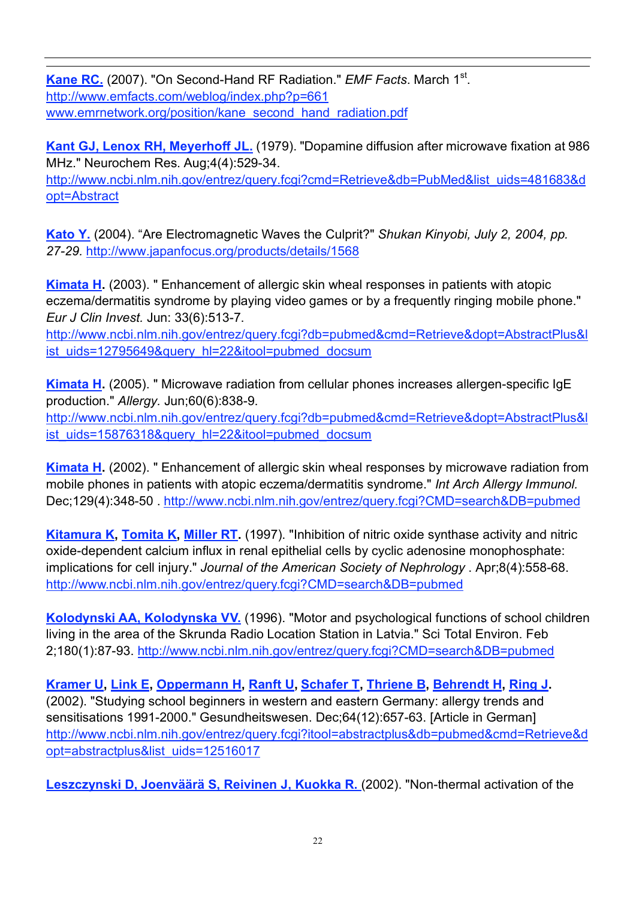**Kane RC.** (2007). "On Second-Hand RF Radiation." *EMF Facts*. March 1st.
http://www.emfacts.com/weblog/index.php?p=661
www.emrnetwork.org/position/kane_second_hand_radiation.pdf

**Kant GJ, Lenox RH, Meyerhoff JL.** (1979). "Dopamine diffusion after microwave fixation at 986 MHz." Neurochem Res. Aug;4(4):529-34.
http://www.ncbi.nlm.nih.gov/entrez/query.fcgi?cmd=Retrieve&db=PubMed&list_uids=481683&dopt=Abstract

**Kato Y.** (2004). "Are Electromagnetic Waves the Culprit?" *Shukan Kinyobi, July 2, 2004, pp. 27-29.* http://www.japanfocus.org/products/details/1568

**Kimata H.** (2003). " Enhancement of allergic skin wheal responses in patients with atopic eczema/dermatitis syndrome by playing video games or by a frequently ringing mobile phone." *Eur J Clin Invest.* Jun: 33(6):513-7.
http://www.ncbi.nlm.nih.gov/entrez/query.fcgi?db=pubmed&cmd=Retrieve&dopt=AbstractPlus&list_uids=12795649&query_hl=22&itool=pubmed_docsum

**Kimata H.** (2005). " Microwave radiation from cellular phones increases allergen-specific IgE production." *Allergy.* Jun;60(6):838-9.
http://www.ncbi.nlm.nih.gov/entrez/query.fcgi?db=pubmed&cmd=Retrieve&dopt=AbstractPlus&list_uids=15876318&query_hl=22&itool=pubmed_docsum

**Kimata H.** (2002). " Enhancement of allergic skin wheal responses by microwave radiation from mobile phones in patients with atopic eczema/dermatitis syndrome." *Int Arch Allergy Immunol.* Dec;129(4):348-50 . http://www.ncbi.nlm.nih.gov/entrez/query.fcgi?CMD=search&DB=pubmed

**Kitamura K, Tomita K, Miller RT.** (1997). "Inhibition of nitric oxide synthase activity and nitric oxide-dependent calcium influx in renal epithelial cells by cyclic adenosine monophosphate: implications for cell injury." *Journal of the American Society of Nephrology* . Apr;8(4):558-68.
http://www.ncbi.nlm.nih.gov/entrez/query.fcgi?CMD=search&DB=pubmed

**Kolodynski AA, Kolodynska VV.** (1996). "Motor and psychological functions of school children living in the area of the Skrunda Radio Location Station in Latvia." Sci Total Environ. Feb 2;180(1):87-93. http://www.ncbi.nlm.nih.gov/entrez/query.fcgi?CMD=search&DB=pubmed

**Kramer U, Link E, Oppermann H, Ranft U, Schafer T, Thriene B, Behrendt H, Ring J.** (2002). "Studying school beginners in western and eastern Germany: allergy trends and sensitisations 1991-2000." Gesundheitswesen. Dec;64(12):657-63. [Article in German]
http://www.ncbi.nlm.nih.gov/entrez/query.fcgi?itool=abstractplus&db=pubmed&cmd=Retrieve&dopt=abstractplus&list_uids=12516017

**Leszczynski D, Joenväärä S, Reivinen J, Kuokka R.** (2002). "Non-thermal activation of the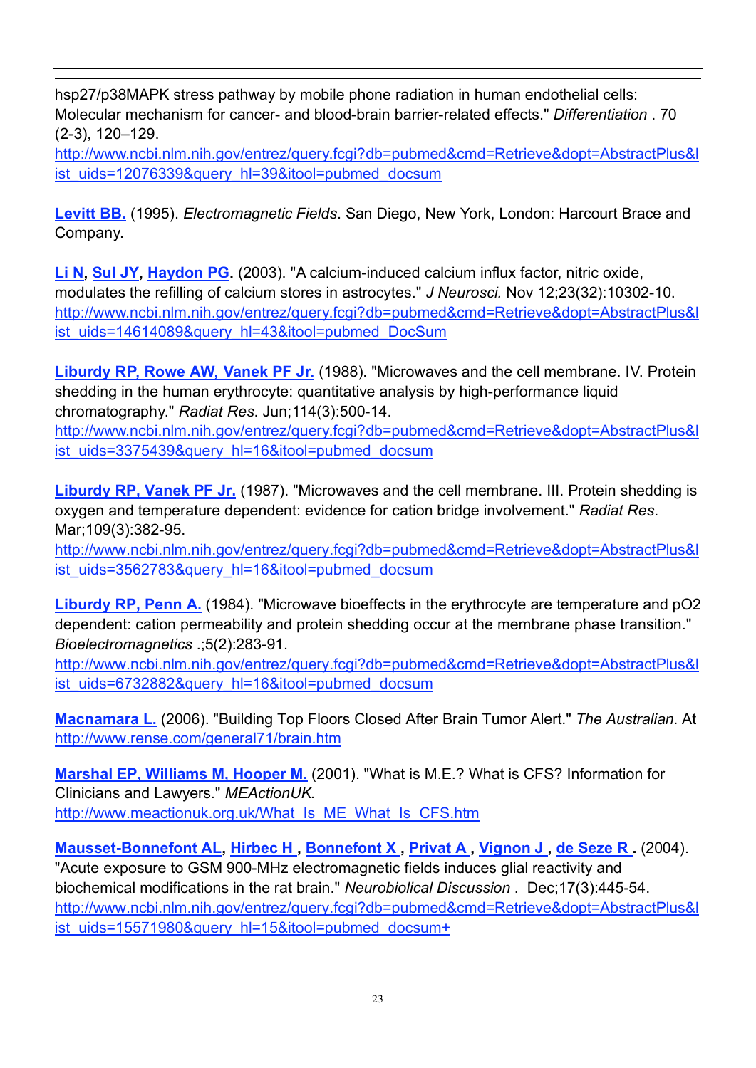hsp27/p38MAPK stress pathway by mobile phone radiation in human endothelial cells: Molecular mechanism for cancer- and blood-brain barrier-related effects." *Differentiation* . 70 (2-3), 120–129.
http://www.ncbi.nlm.nih.gov/entrez/query.fcgi?db=pubmed&cmd=Retrieve&dopt=AbstractPlus&list_uids=12076339&query_hl=39&itool=pubmed_docsum

**Levitt BB.** (1995). *Electromagnetic Fields*. San Diego, New York, London: Harcourt Brace and Company.

**Li N**, **Sul JY**, **Haydon PG**. (2003). "A calcium-induced calcium influx factor, nitric oxide, modulates the refilling of calcium stores in astrocytes." *J Neurosci.* Nov 12;23(32):10302-10.
http://www.ncbi.nlm.nih.gov/entrez/query.fcgi?db=pubmed&cmd=Retrieve&dopt=AbstractPlus&list_uids=14614089&query_hl=43&itool=pubmed_DocSum

**Liburdy RP, Rowe AW, Vanek PF Jr.** (1988). "Microwaves and the cell membrane. IV. Protein shedding in the human erythrocyte: quantitative analysis by high-performance liquid chromatography." *Radiat Res*. Jun;114(3):500-14.
http://www.ncbi.nlm.nih.gov/entrez/query.fcgi?db=pubmed&cmd=Retrieve&dopt=AbstractPlus&list_uids=3375439&query_hl=16&itool=pubmed_docsum

**Liburdy RP, Vanek PF Jr.** (1987). "Microwaves and the cell membrane. III. Protein shedding is oxygen and temperature dependent: evidence for cation bridge involvement." *Radiat Res*. Mar;109(3):382-95.
http://www.ncbi.nlm.nih.gov/entrez/query.fcgi?db=pubmed&cmd=Retrieve&dopt=AbstractPlus&list_uids=3562783&query_hl=16&itool=pubmed_docsum

**Liburdy RP, Penn A.** (1984). "Microwave bioeffects in the erythrocyte are temperature and pO2 dependent: cation permeability and protein shedding occur at the membrane phase transition." *Bioelectromagnetics* .;5(2):283-91.
http://www.ncbi.nlm.nih.gov/entrez/query.fcgi?db=pubmed&cmd=Retrieve&dopt=AbstractPlus&list_uids=6732882&query_hl=16&itool=pubmed_docsum

**Macnamara L.** (2006). "Building Top Floors Closed After Brain Tumor Alert." *The Australian*. At http://www.rense.com/general71/brain.htm

**Marshal EP, Williams M, Hooper M.** (2001). "What is M.E.? What is CFS? Information for Clinicians and Lawyers." *MEActionUK.*
http://www.meactionuk.org.uk/What_Is_ME_What_Is_CFS.htm

**Mausset-Bonnefont AL**, **Hirbec H** , **Bonnefont X** , **Privat A** , **Vignon J** , **de Seze R** . (2004). "Acute exposure to GSM 900-MHz electromagnetic fields induces glial reactivity and biochemical modifications in the rat brain." *Neurobiolical Discussion* . Dec;17(3):445-54.
http://www.ncbi.nlm.nih.gov/entrez/query.fcgi?db=pubmed&cmd=Retrieve&dopt=AbstractPlus&list_uids=15571980&query_hl=15&itool=pubmed_docsum+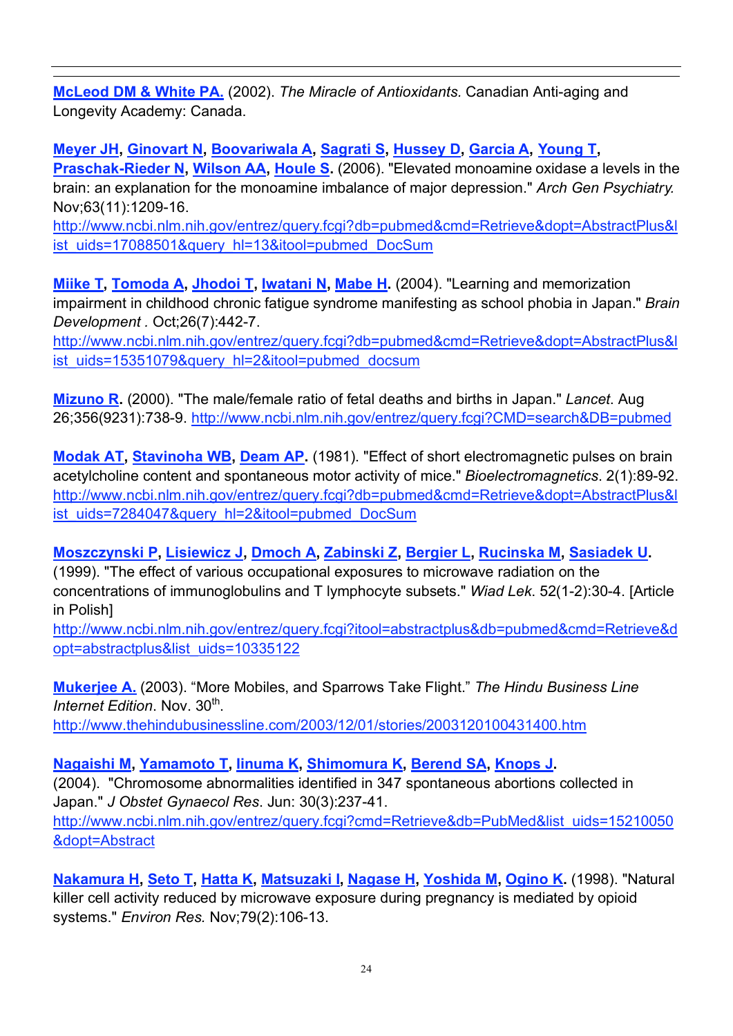**McLeod DM & White PA.** (2002). *The Miracle of Antioxidants.* Canadian Anti-aging and Longevity Academy: Canada.

**Meyer JH, Ginovart N, Boovariwala A, Sagrati S, Hussey D, Garcia A, Young T, Praschak-Rieder N, Wilson AA, Houle S.** (2006). "Elevated monoamine oxidase a levels in the brain: an explanation for the monoamine imbalance of major depression." *Arch Gen Psychiatry.* Nov;63(11):1209-16.
http://www.ncbi.nlm.nih.gov/entrez/query.fcgi?db=pubmed&cmd=Retrieve&dopt=AbstractPlus&list_uids=17088501&query_hl=13&itool=pubmed_DocSum

**Miike T, Tomoda A, Jhodoi T, Iwatani N, Mabe H.** (2004). "Learning and memorization impairment in childhood chronic fatigue syndrome manifesting as school phobia in Japan." *Brain Development .* Oct;26(7):442-7.
http://www.ncbi.nlm.nih.gov/entrez/query.fcgi?db=pubmed&cmd=Retrieve&dopt=AbstractPlus&list_uids=15351079&query_hl=2&itool=pubmed_docsum

**Mizuno R.** (2000). "The male/female ratio of fetal deaths and births in Japan." *Lancet.* Aug 26;356(9231):738-9. http://www.ncbi.nlm.nih.gov/entrez/query.fcgi?CMD=search&DB=pubmed

**Modak AT, Stavinoha WB, Deam AP.** (1981). "Effect of short electromagnetic pulses on brain acetylcholine content and spontaneous motor activity of mice." *Bioelectromagnetics*. 2(1):89-92.
http://www.ncbi.nlm.nih.gov/entrez/query.fcgi?db=pubmed&cmd=Retrieve&dopt=AbstractPlus&list_uids=7284047&query_hl=2&itool=pubmed_DocSum

**Moszczynski P, Lisiewicz J, Dmoch A, Zabinski Z, Bergier L, Rucinska M, Sasiadek U.** (1999). "The effect of various occupational exposures to microwave radiation on the concentrations of immunoglobulins and T lymphocyte subsets." *Wiad Lek*. 52(1-2):30-4. [Article in Polish]
http://www.ncbi.nlm.nih.gov/entrez/query.fcgi?itool=abstractplus&db=pubmed&cmd=Retrieve&dopt=abstractplus&list_uids=10335122

**Mukerjee A.** (2003). "More Mobiles, and Sparrows Take Flight." *The Hindu Business Line Internet Edition*. Nov. 30th.
http://www.thehindubusinessline.com/2003/12/01/stories/2003120100431400.htm

**Nagaishi M, Yamamoto T, Iinuma K, Shimomura K, Berend SA, Knops J.** (2004). "Chromosome abnormalities identified in 347 spontaneous abortions collected in Japan." *J Obstet Gynaecol Res*. Jun: 30(3):237-41.
http://www.ncbi.nlm.nih.gov/entrez/query.fcgi?cmd=Retrieve&db=PubMed&list_uids=15210050&dopt=Abstract

**Nakamura H, Seto T, Hatta K, Matsuzaki I, Nagase H, Yoshida M, Ogino K.** (1998). "Natural killer cell activity reduced by microwave exposure during pregnancy is mediated by opioid systems." *Environ Res.* Nov;79(2):106-13.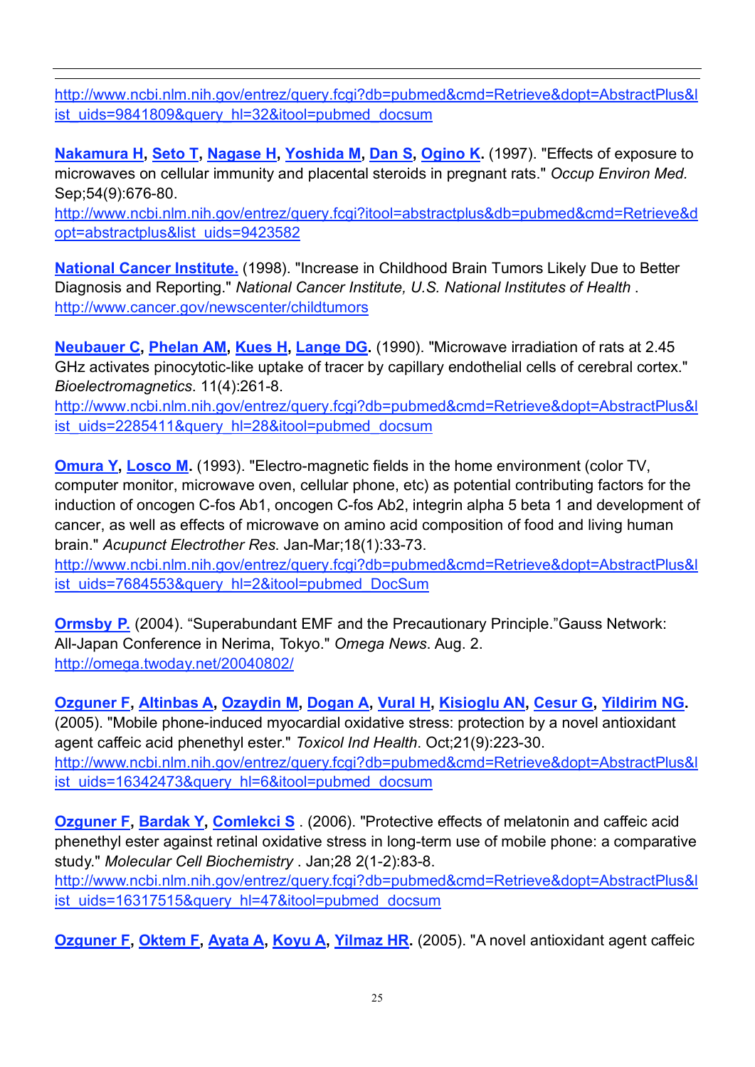http://www.ncbi.nlm.nih.gov/entrez/query.fcgi?db=pubmed&cmd=Retrieve&dopt=AbstractPlus&list_uids=9841809&query_hl=32&itool=pubmed_docsum

**Nakamura H, Seto T, Nagase H, Yoshida M, Dan S, Ogino K.** (1997). "Effects of exposure to microwaves on cellular immunity and placental steroids in pregnant rats." *Occup Environ Med.* Sep;54(9):676-80.
http://www.ncbi.nlm.nih.gov/entrez/query.fcgi?itool=abstractplus&db=pubmed&cmd=Retrieve&dopt=abstractplus&list_uids=9423582

**National Cancer Institute.** (1998). "Increase in Childhood Brain Tumors Likely Due to Better Diagnosis and Reporting." *National Cancer Institute, U.S. National Institutes of Health* .
http://www.cancer.gov/newscenter/childtumors

**Neubauer C, Phelan AM, Kues H, Lange DG.** (1990). "Microwave irradiation of rats at 2.45 GHz activates pinocytotic-like uptake of tracer by capillary endothelial cells of cerebral cortex." *Bioelectromagnetics*. 11(4):261-8.
http://www.ncbi.nlm.nih.gov/entrez/query.fcgi?db=pubmed&cmd=Retrieve&dopt=AbstractPlus&list_uids=2285411&query_hl=28&itool=pubmed_docsum

**Omura Y, Losco M.** (1993). "Electro-magnetic fields in the home environment (color TV, computer monitor, microwave oven, cellular phone, etc) as potential contributing factors for the induction of oncogen C-fos Ab1, oncogen C-fos Ab2, integrin alpha 5 beta 1 and development of cancer, as well as effects of microwave on amino acid composition of food and living human brain." *Acupunct Electrother Res*. Jan-Mar;18(1):33-73.
http://www.ncbi.nlm.nih.gov/entrez/query.fcgi?db=pubmed&cmd=Retrieve&dopt=AbstractPlus&list_uids=7684553&query_hl=2&itool=pubmed_DocSum

**Ormsby P.** (2004). "Superabundant EMF and the Precautionary Principle."Gauss Network: All-Japan Conference in Nerima, Tokyo." *Omega News*. Aug. 2.
http://omega.twoday.net/20040802/

**Ozguner F, Altinbas A, Ozaydin M, Dogan A, Vural H, Kisioglu AN, Cesur G, Yildirim NG.** (2005). "Mobile phone-induced myocardial oxidative stress: protection by a novel antioxidant agent caffeic acid phenethyl ester." *Toxicol Ind Health*. Oct;21(9):223-30.
http://www.ncbi.nlm.nih.gov/entrez/query.fcgi?db=pubmed&cmd=Retrieve&dopt=AbstractPlus&list_uids=16342473&query_hl=6&itool=pubmed_docsum

**Ozguner F, Bardak Y, Comlekci S** . (2006). "Protective effects of melatonin and caffeic acid phenethyl ester against retinal oxidative stress in long-term use of mobile phone: a comparative study." *Molecular Cell Biochemistry* . Jan;28 2(1-2):83-8.
http://www.ncbi.nlm.nih.gov/entrez/query.fcgi?db=pubmed&cmd=Retrieve&dopt=AbstractPlus&list_uids=16317515&query_hl=47&itool=pubmed_docsum

**Ozguner F, Oktem F, Ayata A, Koyu A, Yilmaz HR.** (2005). "A novel antioxidant agent caffeic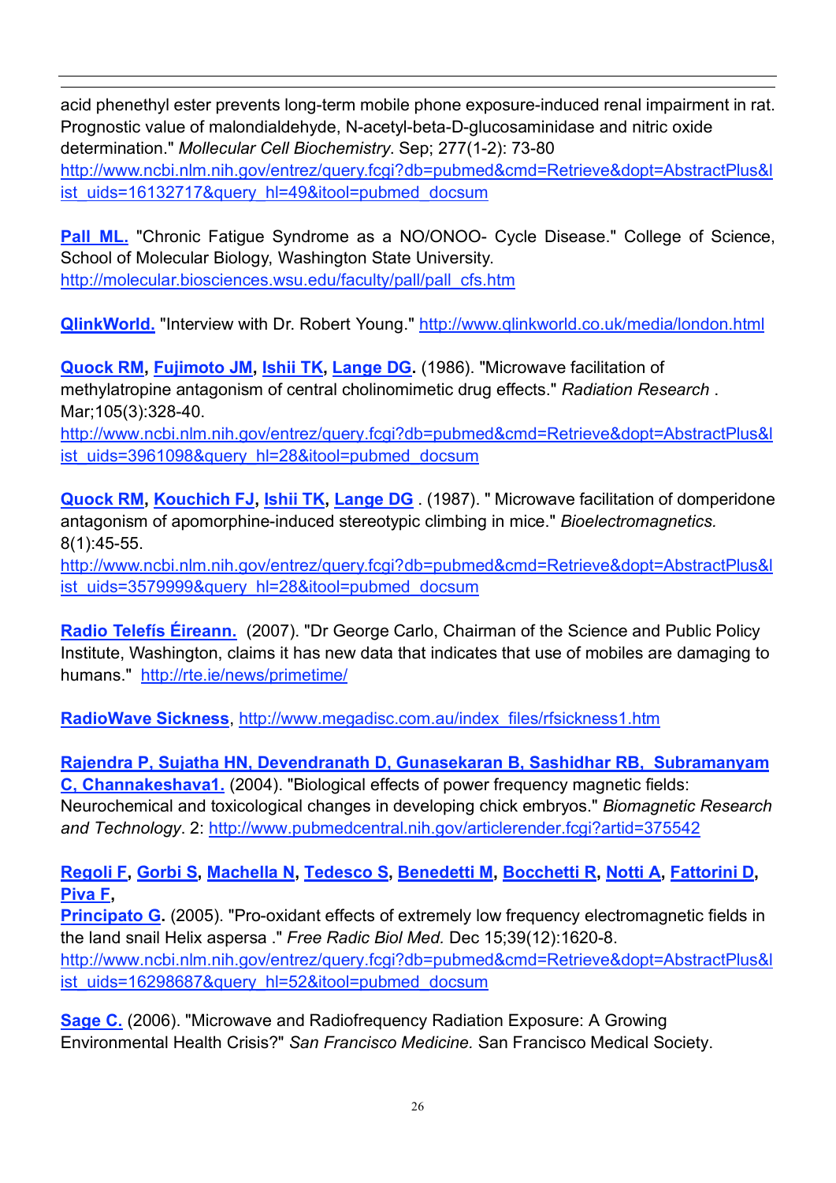acid phenethyl ester prevents long-term mobile phone exposure-induced renal impairment in rat. Prognostic value of malondialdehyde, N-acetyl-beta-D-glucosaminidase and nitric oxide determination." *Mollecular Cell Biochemistry*. Sep; 277(1-2): 73-80
http://www.ncbi.nlm.nih.gov/entrez/query.fcgi?db=pubmed&cmd=Retrieve&dopt=AbstractPlus&list_uids=16132717&query_hl=49&itool=pubmed_docsum

**Pall ML.** "Chronic Fatigue Syndrome as a NO/ONOO- Cycle Disease." College of Science, School of Molecular Biology, Washington State University.
http://molecular.biosciences.wsu.edu/faculty/pall/pall_cfs.htm

**QlinkWorld.** "Interview with Dr. Robert Young." http://www.qlinkworld.co.uk/media/london.html

**Quock RM**, **Fujimoto JM**, **Ishii TK**, **Lange DG**. (1986). "Microwave facilitation of methylatropine antagonism of central cholinomimetic drug effects." *Radiation Research* . Mar;105(3):328-40.
http://www.ncbi.nlm.nih.gov/entrez/query.fcgi?db=pubmed&cmd=Retrieve&dopt=AbstractPlus&list_uids=3961098&query_hl=28&itool=pubmed_docsum

**Quock RM**, **Kouchich FJ**, **Ishii TK**, **Lange DG** . (1987). " Microwave facilitation of domperidone antagonism of apomorphine-induced stereotypic climbing in mice." *Bioelectromagnetics.* 8(1):45-55.
http://www.ncbi.nlm.nih.gov/entrez/query.fcgi?db=pubmed&cmd=Retrieve&dopt=AbstractPlus&list_uids=3579999&query_hl=28&itool=pubmed_docsum

**Radio Telefís Éireann.** (2007). "Dr George Carlo, Chairman of the Science and Public Policy Institute, Washington, claims it has new data that indicates that use of mobiles are damaging to humans." http://rte.ie/news/primetime/

**RadioWave Sickness**, http://www.megadisc.com.au/index_files/rfsickness1.htm

**Rajendra P, Sujatha HN, Devendranath D, Gunasekaran B, Sashidhar RB, Subramanyam C, Channakeshava1.** (2004). "Biological effects of power frequency magnetic fields: Neurochemical and toxicological changes in developing chick embryos." *Biomagnetic Research and Technology*. 2: http://www.pubmedcentral.nih.gov/articlerender.fcgi?artid=375542

**Regoli F**, **Gorbi S**, **Machella N**, **Tedesco S**, **Benedetti M**, **Bocchetti R**, **Notti A**, **Fattorini D**, **Piva F**,
**Principato G**. (2005). "Pro-oxidant effects of extremely low frequency electromagnetic fields in the land snail Helix aspersa ." *Free Radic Biol Med.* Dec 15;39(12):1620-8.
http://www.ncbi.nlm.nih.gov/entrez/query.fcgi?db=pubmed&cmd=Retrieve&dopt=AbstractPlus&list_uids=16298687&query_hl=52&itool=pubmed_docsum

**Sage C.** (2006). "Microwave and Radiofrequency Radiation Exposure: A Growing Environmental Health Crisis?" *San Francisco Medicine.* San Francisco Medical Society.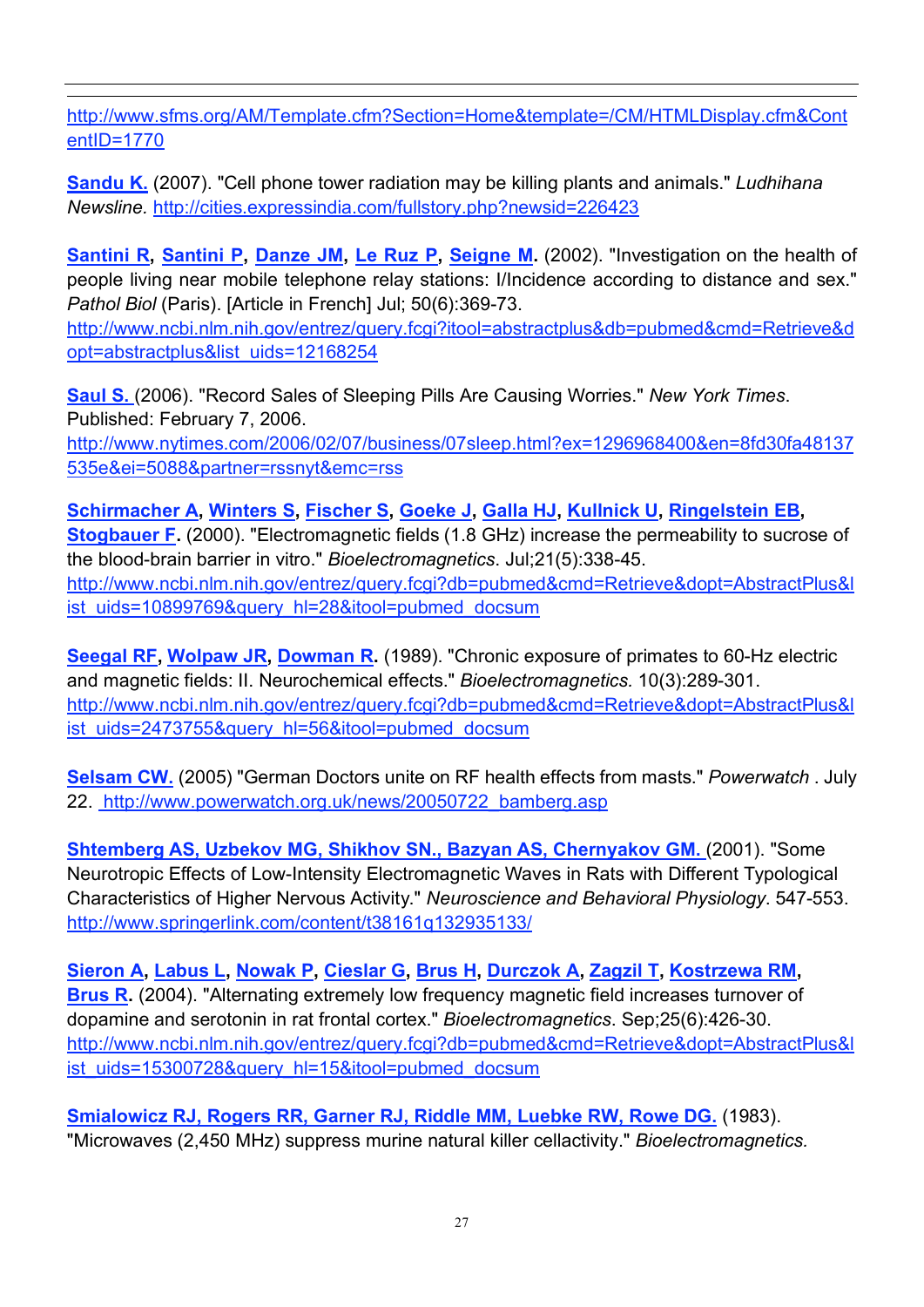http://www.sfms.org/AM/Template.cfm?Section=Home&template=/CM/HTMLDisplay.cfm&ContentID=1770

**Sandu K.** (2007). "Cell phone tower radiation may be killing plants and animals." *Ludhihana Newsline.* http://cities.expressindia.com/fullstory.php?newsid=226423

**Santini R**, **Santini P**, **Danze JM**, **Le Ruz P**, **Seigne M**. (2002). "Investigation on the health of people living near mobile telephone relay stations: I/Incidence according to distance and sex." *Pathol Biol* (Paris). [Article in French] Jul; 50(6):369-73. http://www.ncbi.nlm.nih.gov/entrez/query.fcgi?itool=abstractplus&db=pubmed&cmd=Retrieve&dopt=abstractplus&list_uids=12168254

**Saul S.** (2006). "Record Sales of Sleeping Pills Are Causing Worries." *New York Times*. Published: February 7, 2006. http://www.nytimes.com/2006/02/07/business/07sleep.html?ex=1296968400&en=8fd30fa48137535e&ei=5088&partner=rssnyt&emc=rss

**Schirmacher A**, **Winters S**, **Fischer S**, **Goeke J**, **Galla HJ**, **Kullnick U**, **Ringelstein EB**, **Stogbauer F**. (2000). "Electromagnetic fields (1.8 GHz) increase the permeability to sucrose of the blood-brain barrier in vitro." *Bioelectromagnetics*. Jul;21(5):338-45. http://www.ncbi.nlm.nih.gov/entrez/query.fcgi?db=pubmed&cmd=Retrieve&dopt=AbstractPlus&list_uids=10899769&query_hl=28&itool=pubmed_docsum

**Seegal RF**, **Wolpaw JR**, **Dowman R**. (1989). "Chronic exposure of primates to 60-Hz electric and magnetic fields: II. Neurochemical effects." *Bioelectromagnetics.* 10(3):289-301. http://www.ncbi.nlm.nih.gov/entrez/query.fcgi?db=pubmed&cmd=Retrieve&dopt=AbstractPlus&list_uids=2473755&query_hl=56&itool=pubmed_docsum

**Selsam CW.** (2005) "German Doctors unite on RF health effects from masts." *Powerwatch* . July 22. http://www.powerwatch.org.uk/news/20050722_bamberg.asp

**Shtemberg AS, Uzbekov MG, Shikhov SN., Bazyan AS, Chernyakov GM.** (2001). "Some Neurotropic Effects of Low-Intensity Electromagnetic Waves in Rats with Different Typological Characteristics of Higher Nervous Activity." *Neuroscience and Behavioral Physiology*. 547-553. http://www.springerlink.com/content/t38161q132935133/

**Sieron A**, **Labus L**, **Nowak P**, **Cieslar G**, **Brus H**, **Durczok A**, **Zagzil T**, **Kostrzewa RM**, **Brus R**. (2004). "Alternating extremely low frequency magnetic field increases turnover of dopamine and serotonin in rat frontal cortex." *Bioelectromagnetics*. Sep;25(6):426-30. http://www.ncbi.nlm.nih.gov/entrez/query.fcgi?db=pubmed&cmd=Retrieve&dopt=AbstractPlus&list_uids=15300728&query_hl=15&itool=pubmed_docsum

**Smialowicz RJ, Rogers RR, Garner RJ, Riddle MM, Luebke RW, Rowe DG.** (1983). "Microwaves (2,450 MHz) suppress murine natural killer cellactivity." *Bioelectromagnetics.*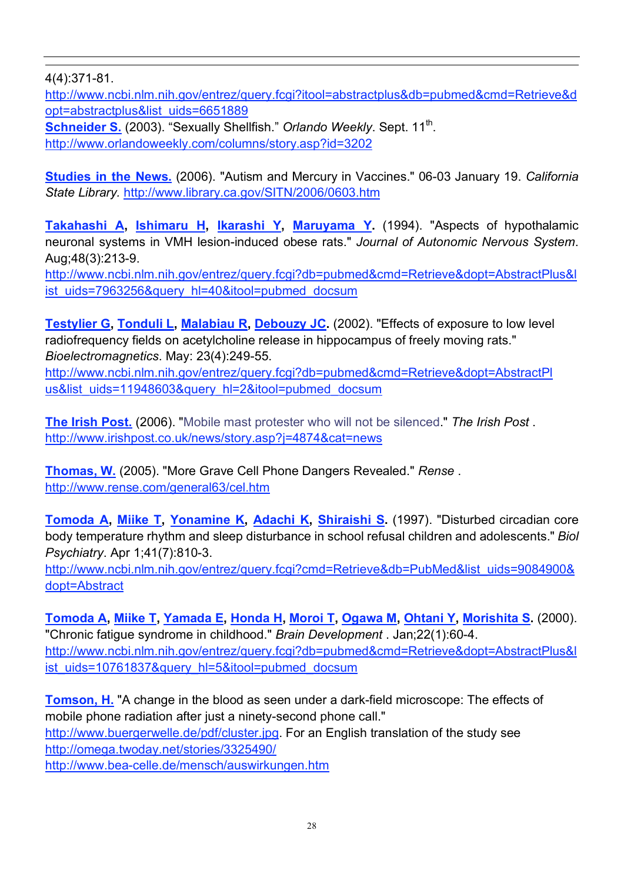4(4):371-81.
http://www.ncbi.nlm.nih.gov/entrez/query.fcgi?itool=abstractplus&db=pubmed&cmd=Retrieve&dopt=abstractplus&list_uids=6651889
**Schneider S.** (2003). “Sexually Shellfish.” *Orlando Weekly*. Sept. 11th.
http://www.orlandoweekly.com/columns/story.asp?id=3202

**Studies in the News.** (2006). "Autism and Mercury in Vaccines." 06-03 January 19. *California State Library.* http://www.library.ca.gov/SITN/2006/0603.htm

**Takahashi A**, **Ishimaru H**, **Ikarashi Y**, **Maruyama Y.** (1994). "Aspects of hypothalamic neuronal systems in VMH lesion-induced obese rats." *Journal of Autonomic Nervous System*. Aug;48(3):213-9.
http://www.ncbi.nlm.nih.gov/entrez/query.fcgi?db=pubmed&cmd=Retrieve&dopt=AbstractPlus&list_uids=7963256&query_hl=40&itool=pubmed_docsum

**Testylier G**, **Tonduli L**, **Malabiau R**, **Debouzy JC**. (2002). "Effects of exposure to low level radiofrequency fields on acetylcholine release in hippocampus of freely moving rats." *Bioelectromagnetics*. May: 23(4):249-55.
http://www.ncbi.nlm.nih.gov/entrez/query.fcgi?db=pubmed&cmd=Retrieve&dopt=AbstractPlus&list_uids=11948603&query_hl=2&itool=pubmed_docsum

**The Irish Post.** (2006). "Mobile mast protester who will not be silenced." *The Irish Post* .
http://www.irishpost.co.uk/news/story.asp?j=4874&cat=news

**Thomas, W.** (2005). "More Grave Cell Phone Dangers Revealed." *Rense* .
http://www.rense.com/general63/cel.htm

**Tomoda A**, **Miike T**, **Yonamine K**, **Adachi K**, **Shiraishi S**. (1997). "Disturbed circadian core body temperature rhythm and sleep disturbance in school refusal children and adolescents." *Biol Psychiatry*. Apr 1;41(7):810-3.
http://www.ncbi.nlm.nih.gov/entrez/query.fcgi?cmd=Retrieve&db=PubMed&list_uids=9084900&dopt=Abstract

**Tomoda A**, **Miike T**, **Yamada E**, **Honda H**, **Moroi T**, **Ogawa M**, **Ohtani Y**, **Morishita S**. (2000). "Chronic fatigue syndrome in childhood." *Brain Development* . Jan;22(1):60-4.
http://www.ncbi.nlm.nih.gov/entrez/query.fcgi?db=pubmed&cmd=Retrieve&dopt=AbstractPlus&list_uids=10761837&query_hl=5&itool=pubmed_docsum

**Tomson, H.** "A change in the blood as seen under a dark-field microscope: The effects of mobile phone radiation after just a ninety-second phone call."
http://www.buergerwelle.de/pdf/cluster.jpg. For an English translation of the study see
http://omega.twoday.net/stories/3325490/
http://www.bea-celle.de/mensch/auswirkungen.htm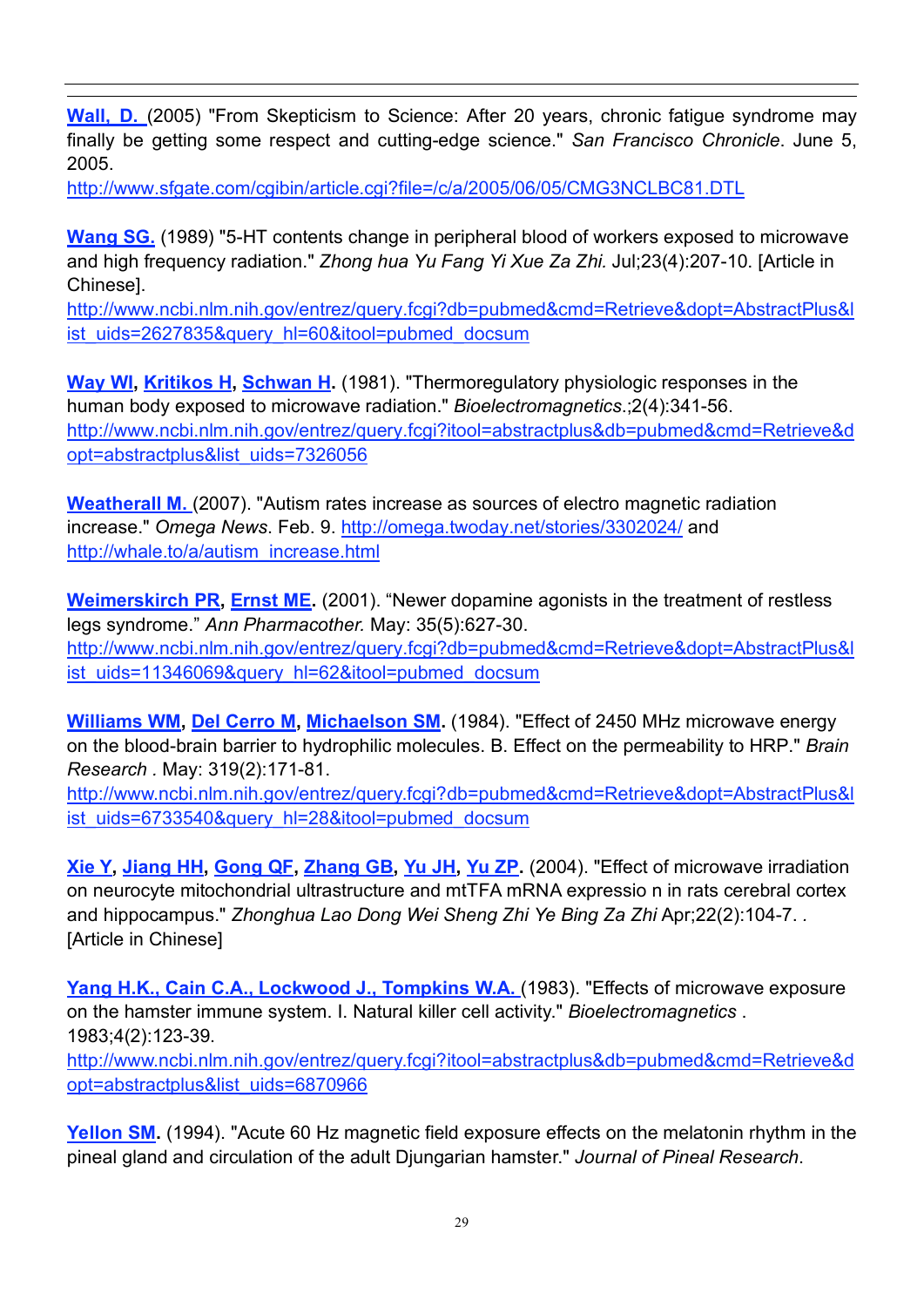**Wall, D.** (2005) "From Skepticism to Science: After 20 years, chronic fatigue syndrome may finally be getting some respect and cutting-edge science." *San Francisco Chronicle*. June 5, 2005.
http://www.sfgate.com/cgibin/article.cgi?file=/c/a/2005/06/05/CMG3NCLBC81.DTL

**Wang SG.** (1989) "5-HT contents change in peripheral blood of workers exposed to microwave and high frequency radiation." *Zhong hua Yu Fang Yi Xue Za Zhi.* Jul;23(4):207-10. [Article in Chinese].
http://www.ncbi.nlm.nih.gov/entrez/query.fcgi?db=pubmed&cmd=Retrieve&dopt=AbstractPlus&list_uids=2627835&query_hl=60&itool=pubmed_docsum

**Way WI, Kritikos H, Schwan H.** (1981). "Thermoregulatory physiologic responses in the human body exposed to microwave radiation." *Bioelectromagnetics*.;2(4):341-56.
http://www.ncbi.nlm.nih.gov/entrez/query.fcgi?itool=abstractplus&db=pubmed&cmd=Retrieve&dopt=abstractplus&list_uids=7326056

**Weatherall M.** (2007). "Autism rates increase as sources of electro magnetic radiation increase." *Omega News*. Feb. 9. http://omega.twoday.net/stories/3302024/ and http://whale.to/a/autism_increase.html

**Weimerskirch PR, Ernst ME.** (2001). "Newer dopamine agonists in the treatment of restless legs syndrome." *Ann Pharmacother.* May: 35(5):627-30.
http://www.ncbi.nlm.nih.gov/entrez/query.fcgi?db=pubmed&cmd=Retrieve&dopt=AbstractPlus&list_uids=11346069&query_hl=62&itool=pubmed_docsum

**Williams WM, Del Cerro M, Michaelson SM.** (1984). "Effect of 2450 MHz microwave energy on the blood-brain barrier to hydrophilic molecules. B. Effect on the permeability to HRP." *Brain Research* . May: 319(2):171-81.
http://www.ncbi.nlm.nih.gov/entrez/query.fcgi?db=pubmed&cmd=Retrieve&dopt=AbstractPlus&list_uids=6733540&query_hl=28&itool=pubmed_docsum

**Xie Y, Jiang HH, Gong QF, Zhang GB, Yu JH, Yu ZP.** (2004). "Effect of microwave irradiation on neurocyte mitochondrial ultrastructure and mtTFA mRNA expressio n in rats cerebral cortex and hippocampus." *Zhonghua Lao Dong Wei Sheng Zhi Ye Bing Za Zhi* Apr;22(2):104-7. . [Article in Chinese]

**Yang H.K., Cain C.A., Lockwood J., Tompkins W.A.** (1983). "Effects of microwave exposure on the hamster immune system. I. Natural killer cell activity." *Bioelectromagnetics* . 1983;4(2):123-39.
http://www.ncbi.nlm.nih.gov/entrez/query.fcgi?itool=abstractplus&db=pubmed&cmd=Retrieve&dopt=abstractplus&list_uids=6870966

**Yellon SM.** (1994). "Acute 60 Hz magnetic field exposure effects on the melatonin rhythm in the pineal gland and circulation of the adult Djungarian hamster." *Journal of Pineal Research*.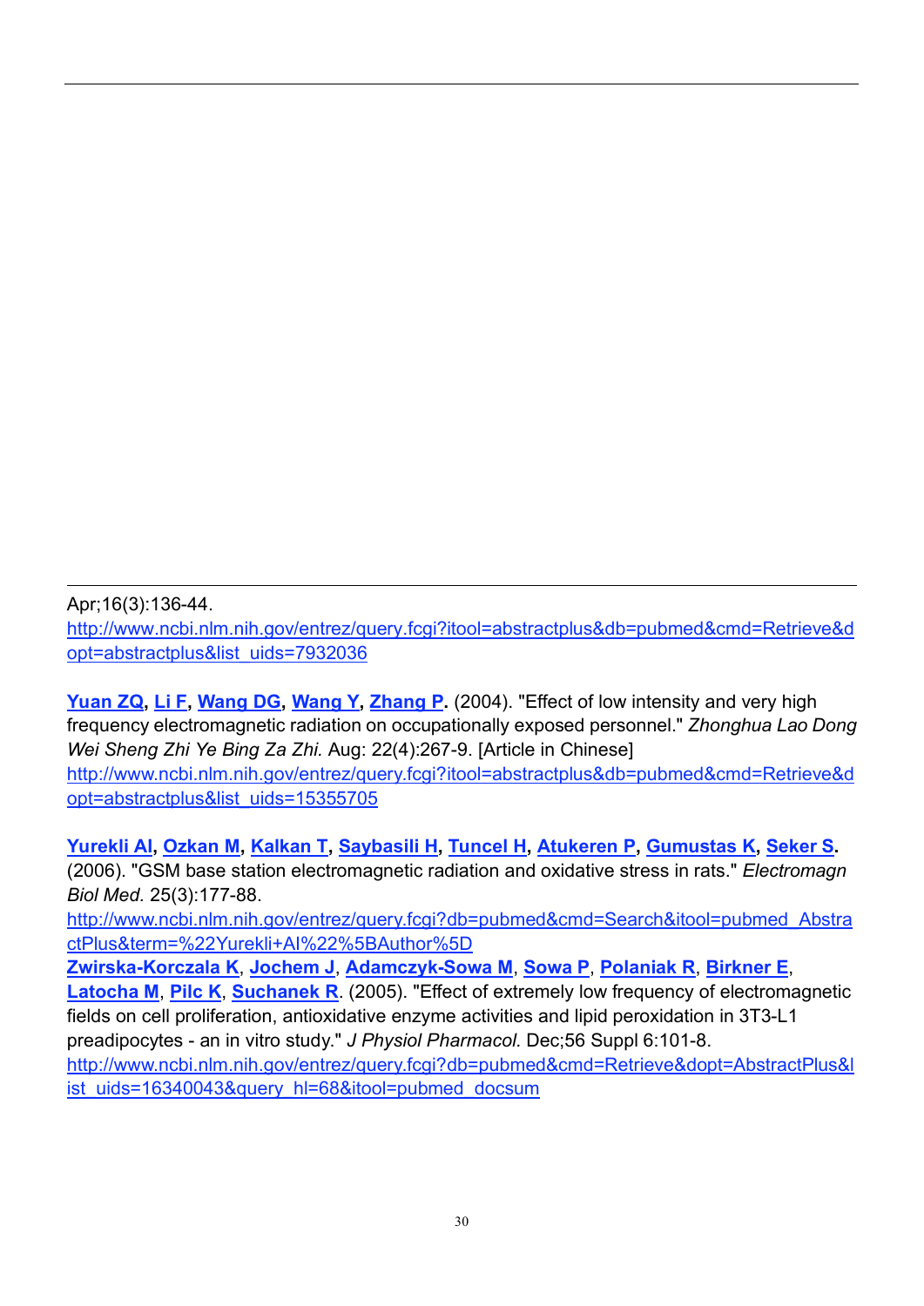Apr;16(3):136-44.
http://www.ncbi.nlm.nih.gov/entrez/query.fcgi?itool=abstractplus&db=pubmed&cmd=Retrieve&dopt=abstractplus&list_uids=7932036

**Yuan ZQ**, **Li F**, **Wang DG**, **Wang Y**, **Zhang P**. (2004). "Effect of low intensity and very high frequency electromagnetic radiation on occupationally exposed personnel." *Zhonghua Lao Dong Wei Sheng Zhi Ye Bing Za Zhi.* Aug: 22(4):267-9. [Article in Chinese]
http://www.ncbi.nlm.nih.gov/entrez/query.fcgi?itool=abstractplus&db=pubmed&cmd=Retrieve&dopt=abstractplus&list_uids=15355705

**Yurekli AI**, **Ozkan M**, **Kalkan T**, **Saybasili H**, **Tuncel H**, **Atukeren P**, **Gumustas K**, **Seker S**. (2006). "GSM base station electromagnetic radiation and oxidative stress in rats." *Electromagn Biol Med.* 25(3):177-88.
http://www.ncbi.nlm.nih.gov/entrez/query.fcgi?db=pubmed&cmd=Search&itool=pubmed_AbstractPlus&term=%22Yurekli+AI%22%5BAuthor%5D

**Zwirska-Korczala K**, **Jochem J**, **Adamczyk-Sowa M**, **Sowa P**, **Polaniak R**, **Birkner E**, **Latocha M**, **Pilc K**, **Suchanek R**. (2005). "Effect of extremely low frequency of electromagnetic fields on cell proliferation, antioxidative enzyme activities and lipid peroxidation in 3T3-L1 preadipocytes - an in vitro study." *J Physiol Pharmacol.* Dec;56 Suppl 6:101-8.
http://www.ncbi.nlm.nih.gov/entrez/query.fcgi?db=pubmed&cmd=Retrieve&dopt=AbstractPlus&list_uids=16340043&query_hl=68&itool=pubmed_docsum